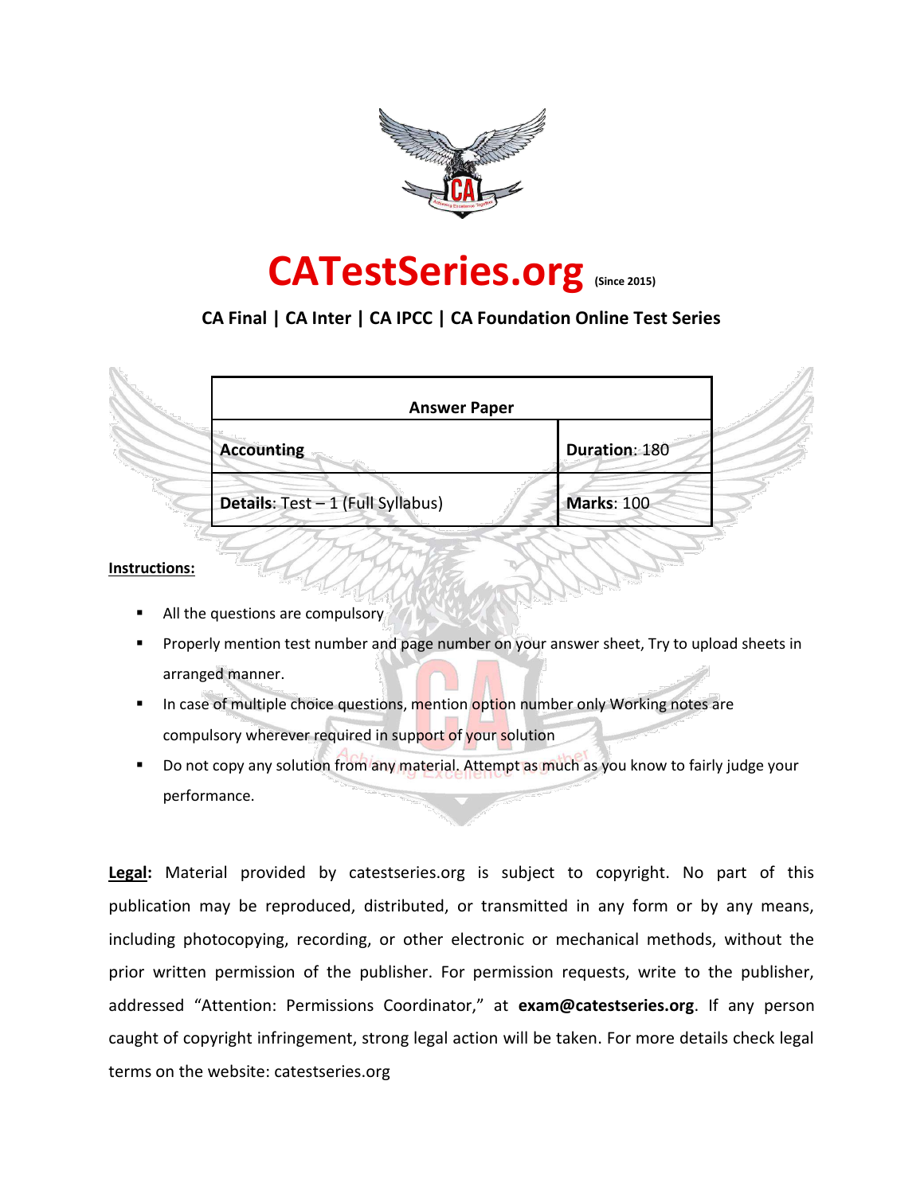# CATestSeries.org (Since 2015)

**CA Final | CA Inter | CA IPCC | CA Foundation Online Test Series**

| Answer Paper | |
|---|---|
| **Accounting** | **Duration**: 180 |
| **Details**: Test – 1 (Full Syllabus) | **Marks**: 100 |

**Instructions:**

- All the questions are compulsory
- Properly mention test number and page number on your answer sheet, Try to upload sheets in arranged manner.
- In case of multiple choice questions, mention option number only Working notes are compulsory wherever required in support of your solution
- Do not copy any solution from any material. Attempt as much as you know to fairly judge your performance.

**Legal:** Material provided by catestseries.org is subject to copyright. No part of this publication may be reproduced, distributed, or transmitted in any form or by any means, including photocopying, recording, or other electronic or mechanical methods, without the prior written permission of the publisher. For permission requests, write to the publisher, addressed "Attention: Permissions Coordinator," at **exam@catestseries.org**. If any person caught of copyright infringement, strong legal action will be taken. For more details check legal terms on the website: catestseries.org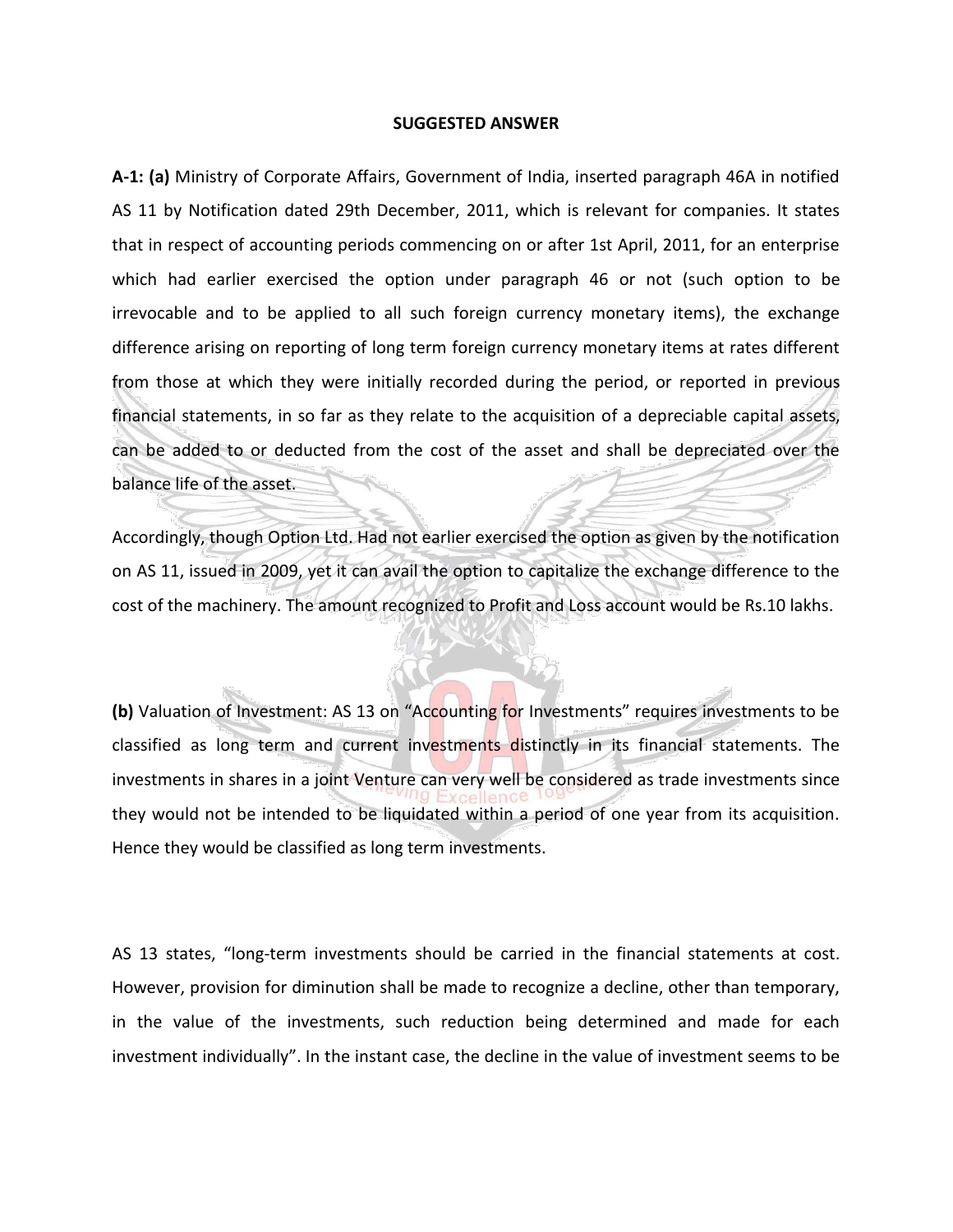**SUGGESTED ANSWER**

**A-1: (a)** Ministry of Corporate Affairs, Government of India, inserted paragraph 46A in notified AS 11 by Notification dated 29th December, 2011, which is relevant for companies. It states that in respect of accounting periods commencing on or after 1st April, 2011, for an enterprise which had earlier exercised the option under paragraph 46 or not (such option to be irrevocable and to be applied to all such foreign currency monetary items), the exchange difference arising on reporting of long term foreign currency monetary items at rates different from those at which they were initially recorded during the period, or reported in previous financial statements, in so far as they relate to the acquisition of a depreciable capital assets, can be added to or deducted from the cost of the asset and shall be depreciated over the balance life of the asset.

Accordingly, though Option Ltd. Had not earlier exercised the option as given by the notification on AS 11, issued in 2009, yet it can avail the option to capitalize the exchange difference to the cost of the machinery. The amount recognized to Profit and Loss account would be Rs.10 lakhs.

**(b)** Valuation of Investment: AS 13 on "Accounting for Investments" requires investments to be classified as long term and current investments distinctly in its financial statements. The investments in shares in a joint Venture can very well be considered as trade investments since they would not be intended to be liquidated within a period of one year from its acquisition. Hence they would be classified as long term investments.

AS 13 states, "long-term investments should be carried in the financial statements at cost. However, provision for diminution shall be made to recognize a decline, other than temporary, in the value of the investments, such reduction being determined and made for each investment individually". In the instant case, the decline in the value of investment seems to be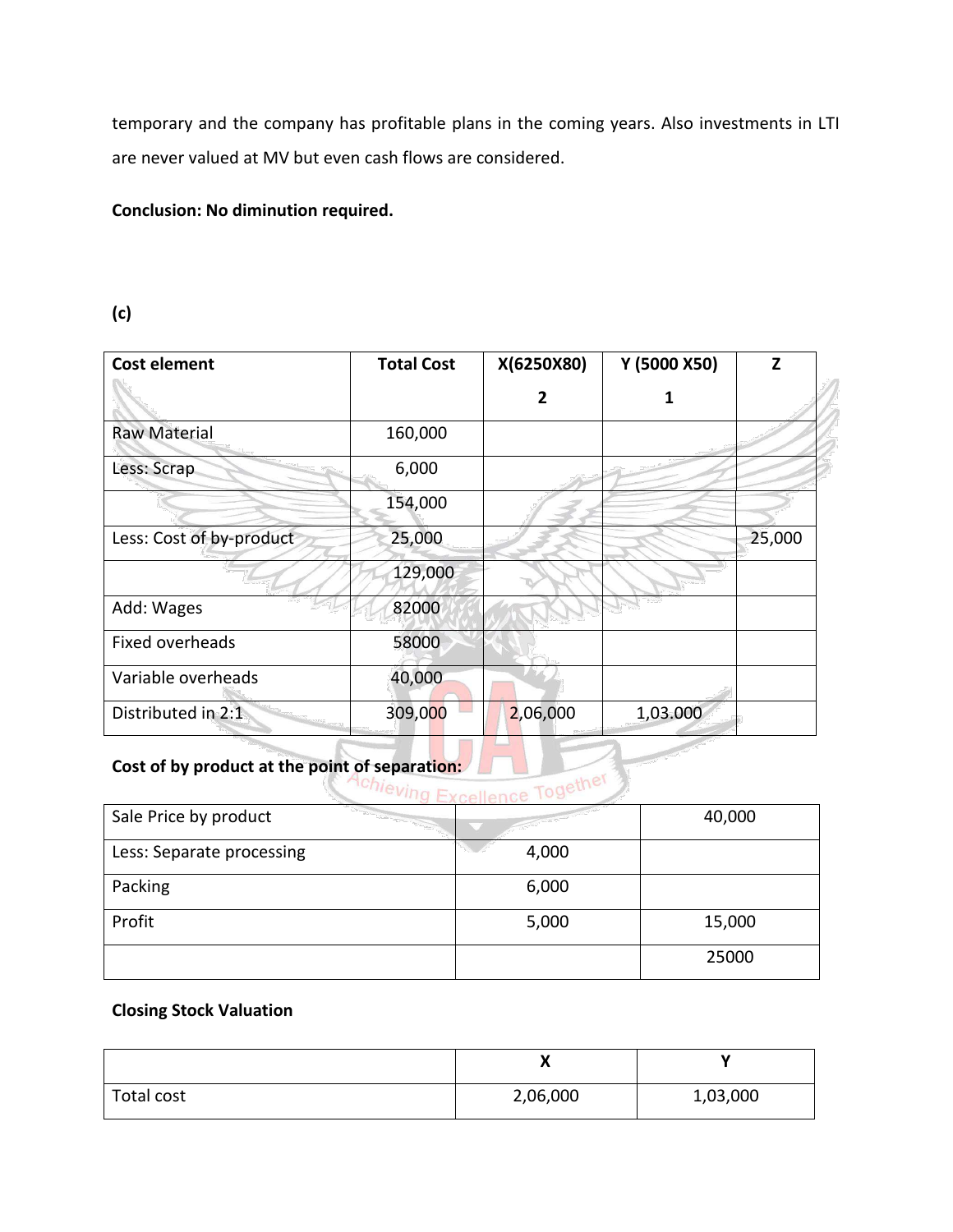temporary and the company has profitable plans in the coming years. Also investments in LTI are never valued at MV but even cash flows are considered.

**Conclusion: No diminution required.**

**(c)**

| Cost element | Total Cost | X(6250X80) 2 | Y (5000 X50) 1 | Z |
|---|---|---|---|---|
| Raw Material | 160,000 | | | |
| Less: Scrap | 6,000 | | | |
| | 154,000 | | | |
| Less: Cost of by-product | 25,000 | | | 25,000 |
| | 129,000 | | | |
| Add: Wages | 82000 | | | |
| Fixed overheads | 58000 | | | |
| Variable overheads | 40,000 | | | |
| Distributed in 2:1 | 309,000 | 2,06,000 | 1,03.000 | |

**Cost of by product at the point of separation:**

| | | |
|---|---|---|
| Sale Price by product | | 40,000 |
| Less: Separate processing | 4,000 | |
| Packing | 6,000 | |
| Profit | 5,000 | 15,000 |
| | | 25000 |

**Closing Stock Valuation**

| | X | Y |
|---|---|---|
| Total cost | 2,06,000 | 1,03,000 |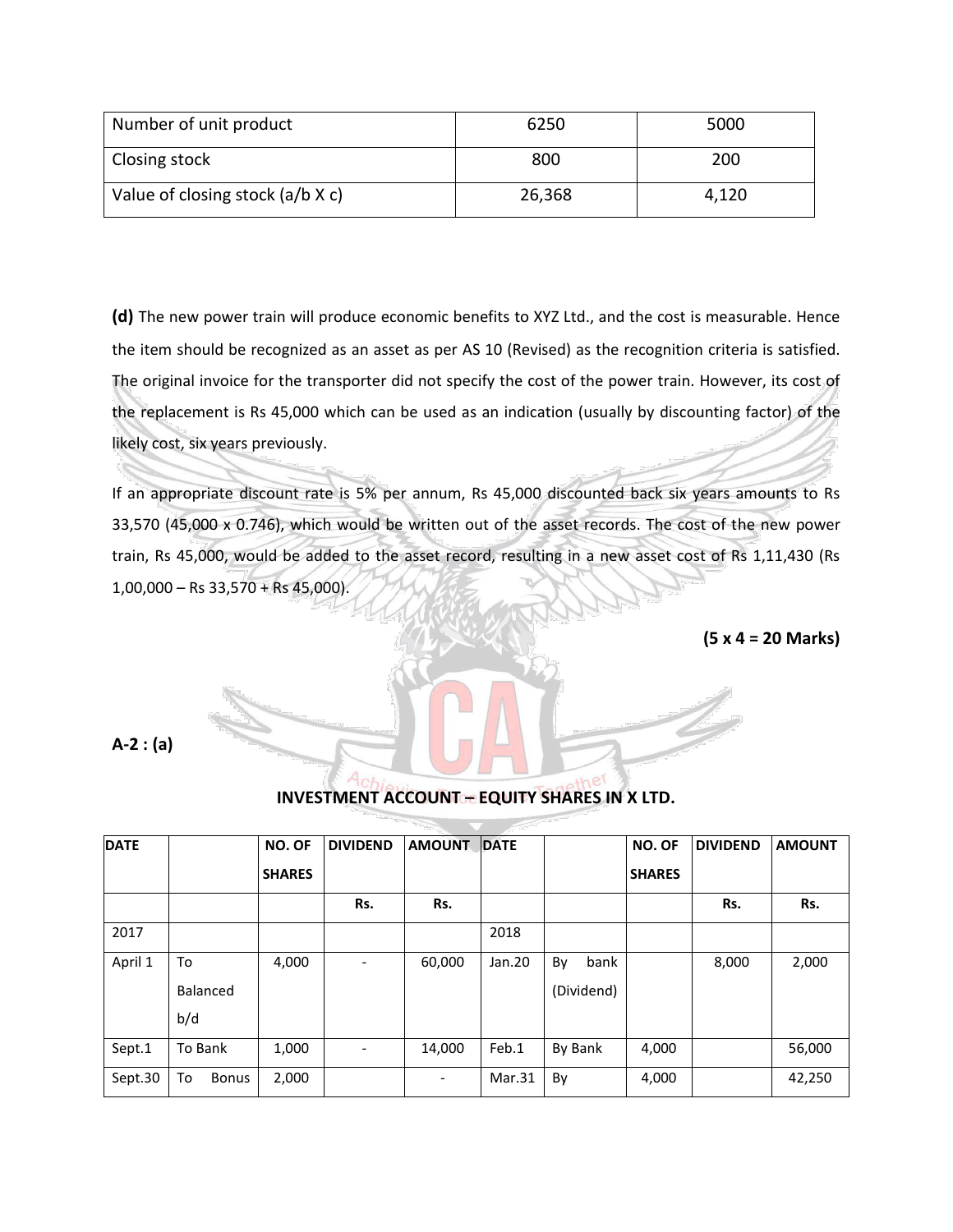| Number of unit product | 6250 | 5000 |
|---|---|---|
| Closing stock | 800 | 200 |
| Value of closing stock (a/b X c) | 26,368 | 4,120 |

**(d)** The new power train will produce economic benefits to XYZ Ltd., and the cost is measurable. Hence the item should be recognized as an asset as per AS 10 (Revised) as the recognition criteria is satisfied. The original invoice for the transporter did not specify the cost of the power train. However, its cost of the replacement is Rs 45,000 which can be used as an indication (usually by discounting factor) of the likely cost, six years previously.

If an appropriate discount rate is 5% per annum, Rs 45,000 discounted back six years amounts to Rs 33,570 (45,000 x 0.746), which would be written out of the asset records. The cost of the new power train, Rs 45,000, would be added to the asset record, resulting in a new asset cost of Rs 1,11,430 (Rs 1,00,000 – Rs 33,570 + Rs 45,000).

**(5 x 4 = 20 Marks)**

**A-2 : (a)**

**INVESTMENT ACCOUNT – EQUITY SHARES IN X LTD.**

| DATE | | NO. OF SHARES | DIVIDEND | AMOUNT | DATE | | NO. OF SHARES | DIVIDEND | AMOUNT |
|---|---|---|---|---|---|---|---|---|---|
| | | | Rs. | Rs. | | | | Rs. | Rs. |
| 2017 | | | | | 2018 | | | | |
| April 1 | To Balanced b/d | 4,000 | - | 60,000 | Jan.20 | By bank (Dividend) | | 8,000 | 2,000 |
| Sept.1 | To Bank | 1,000 | - | 14,000 | Feb.1 | By Bank | 4,000 | | 56,000 |
| Sept.30 | To Bonus | 2,000 | | - | Mar.31 | By | 4,000 | | 42,250 |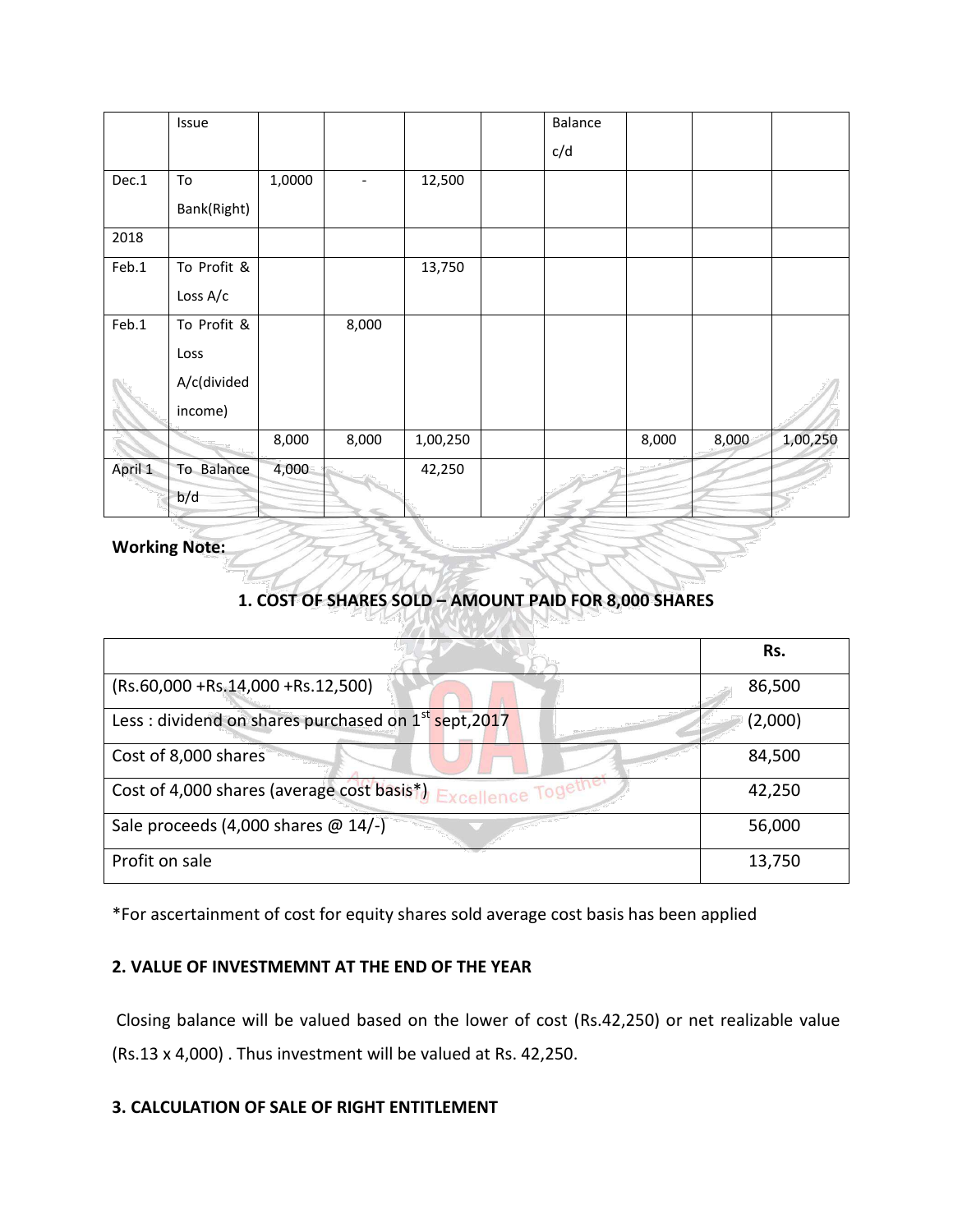|  | Issue |  |  |  |  | Balance c/d |  |  |  |
|---|---|---|---|---|---|---|---|---|---|
| Dec.1 | To Bank(Right) | 1,0000 | - | 12,500 |  |  |  |  |  |
| 2018 |  |  |  |  |  |  |  |  |  |
| Feb.1 | To Profit & Loss A/c |  |  | 13,750 |  |  |  |  |  |
| Feb.1 | To Profit & Loss A/c(divided income) |  | 8,000 |  |  |  |  |  |  |
|  |  | 8,000 | 8,000 | 1,00,250 |  |  | 8,000 | 8,000 | 1,00,250 |
| April 1 | To Balance b/d | 4,000 |  | 42,250 |  |  |  |  |  |

**Working Note:**

**1. COST OF SHARES SOLD – AMOUNT PAID FOR 8,000 SHARES**

|  | Rs. |
|---|---|
| (Rs.60,000 +Rs.14,000 +Rs.12,500) | 86,500 |
| Less : dividend on shares purchased on 1st sept,2017 | (2,000) |
| Cost of 8,000 shares | 84,500 |
| Cost of 4,000 shares (average cost basis*) | 42,250 |
| Sale proceeds (4,000 shares @ 14/-) | 56,000 |
| Profit on sale | 13,750 |

*For ascertainment of cost for equity shares sold average cost basis has been applied

**2. VALUE OF INVESTMEMNT AT THE END OF THE YEAR**

Closing balance will be valued based on the lower of cost (Rs.42,250) or net realizable value (Rs.13 x 4,000) . Thus investment will be valued at Rs. 42,250.

**3. CALCULATION OF SALE OF RIGHT ENTITLEMENT**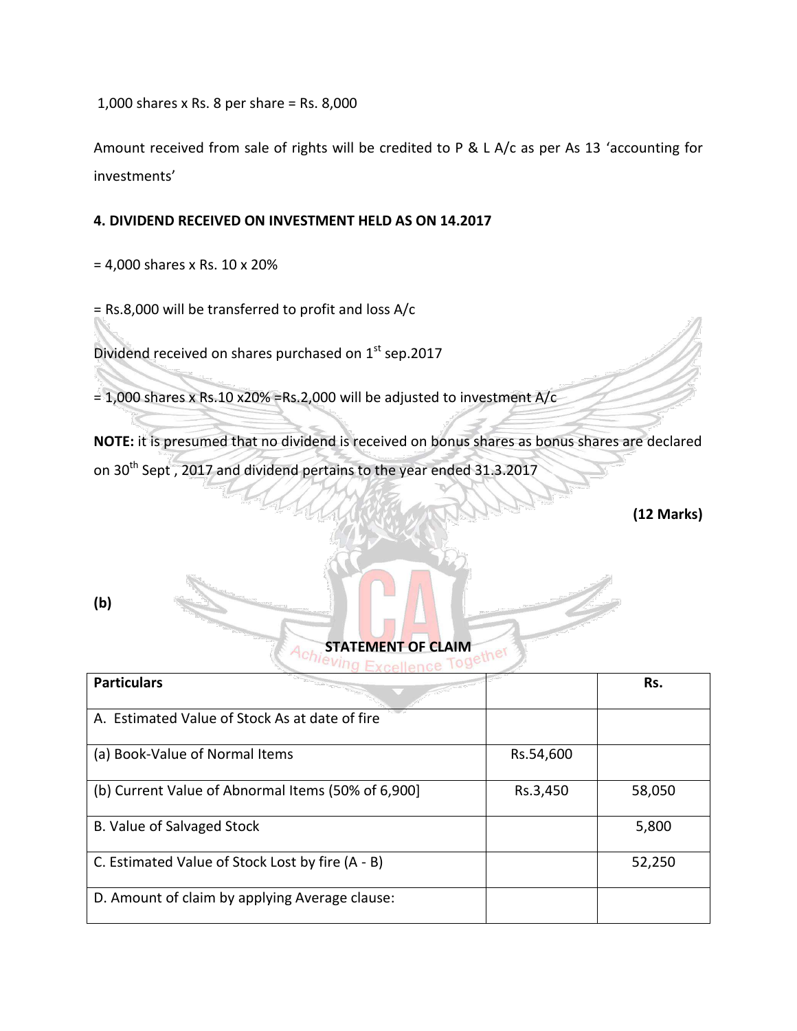1,000 shares x Rs. 8 per share = Rs. 8,000

Amount received from sale of rights will be credited to P & L A/c as per As 13 'accounting for investments'

**4. DIVIDEND RECEIVED ON INVESTMENT HELD AS ON 14.2017**

= 4,000 shares x Rs. 10 x 20%

= Rs.8,000 will be transferred to profit and loss A/c

Dividend received on shares purchased on 1st sep.2017

= 1,000 shares x Rs.10 x20% =Rs.2,000 will be adjusted to investment A/c

**NOTE:** it is presumed that no dividend is received on bonus shares as bonus shares are declared on 30th Sept , 2017 and dividend pertains to the year ended 31.3.2017

**(12 Marks)**

**(b)**

**STATEMENT OF CLAIM**

| Particulars | | Rs. |
|---|---|---|
| A. Estimated Value of Stock As at date of fire | | |
| (a) Book-Value of Normal Items | Rs.54,600 | |
| (b) Current Value of Abnormal Items (50% of 6,900] | Rs.3,450 | 58,050 |
| B. Value of Salvaged Stock | | 5,800 |
| C. Estimated Value of Stock Lost by fire (A - B) | | 52,250 |
| D. Amount of claim by applying Average clause: | | |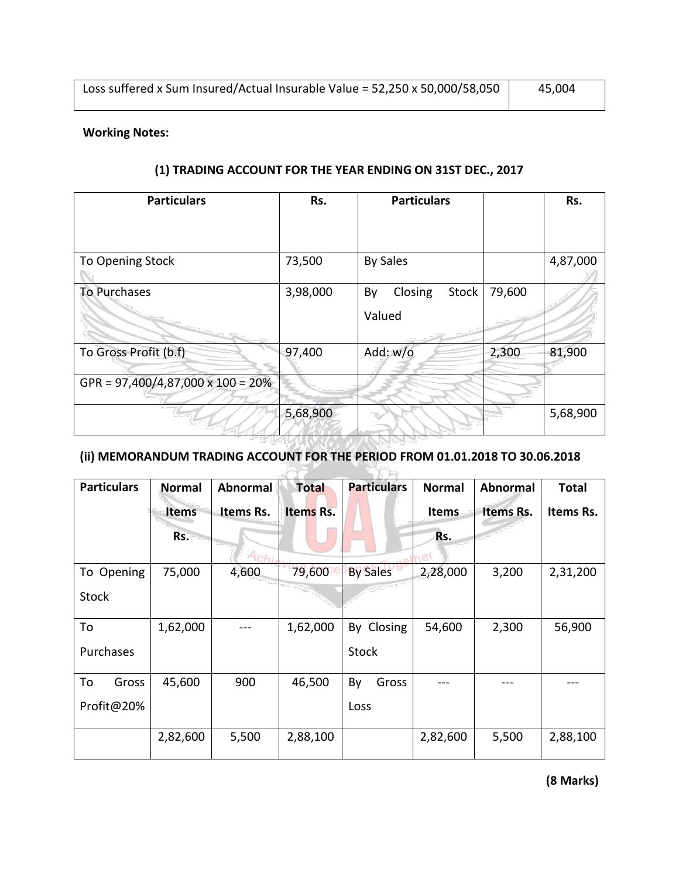| Loss suffered x Sum Insured/Actual Insurable Value = 52,250 x 50,000/58,050 | 45,004 |
|---|---|

**Working Notes:**

### (1) TRADING ACCOUNT FOR THE YEAR ENDING ON 31ST DEC., 2017

| Particulars | Rs. | Particulars | | Rs. |
|---|---|---|---|---|
| To Opening Stock | 73,500 | By Sales | | 4,87,000 |
| To Purchases | 3,98,000 | By Closing Stock Valued | 79,600 | |
| To Gross Profit (b.f) | 97,400 | Add: w/o | 2,300 | 81,900 |
| GPR = 97,400/4,87,000 x 100 = 20% | | | | |
| | 5,68,900 | | | 5,68,900 |

### (ii) MEMORANDUM TRADING ACCOUNT FOR THE PERIOD FROM 01.01.2018 TO 30.06.2018

| Particulars | Normal Items Rs. | Abnormal Items Rs. | Total Items Rs. | Particulars | Normal Items Rs. | Abnormal Items Rs. | Total Items Rs. |
|---|---|---|---|---|---|---|---|
| To Opening Stock | 75,000 | 4,600 | 79,600 | By Sales | 2,28,000 | 3,200 | 2,31,200 |
| To Purchases | 1,62,000 | --- | 1,62,000 | By Closing Stock | 54,600 | 2,300 | 56,900 |
| To Gross Profit@20% | 45,600 | 900 | 46,500 | By Gross Loss | --- | --- | --- |
| | 2,82,600 | 5,500 | 2,88,100 | | 2,82,600 | 5,500 | 2,88,100 |

**(8 Marks)**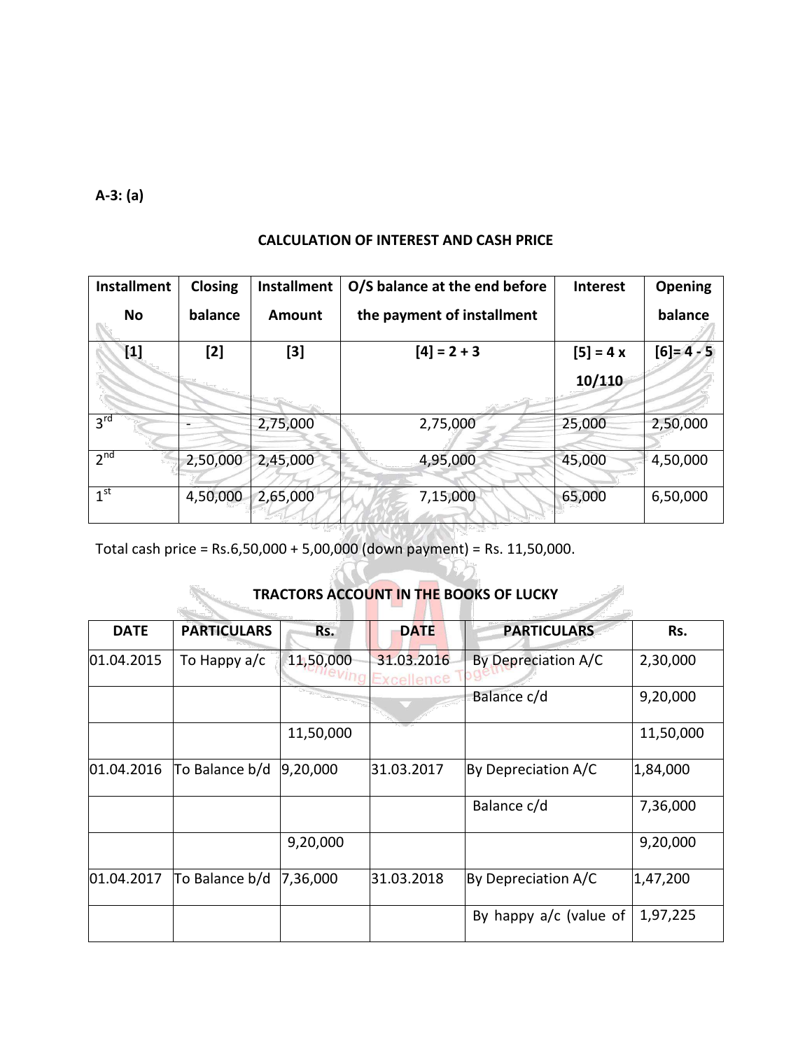**A-3: (a)**

**CALCULATION OF INTEREST AND CASH PRICE**

| Installment No | Closing balance | Installment Amount | O/S balance at the end before the payment of installment | Interest | Opening balance |
|---|---|---|---|---|---|
| [1] | [2] | [3] | [4] = 2 + 3 | [5] = 4 x 10/110 | [6]= 4 - 5 |
| 3rd | - | 2,75,000 | 2,75,000 | 25,000 | 2,50,000 |
| 2nd | 2,50,000 | 2,45,000 | 4,95,000 | 45,000 | 4,50,000 |
| 1st | 4,50,000 | 2,65,000 | 7,15,000 | 65,000 | 6,50,000 |

Total cash price = Rs.6,50,000 + 5,00,000 (down payment) = Rs. 11,50,000.

**TRACTORS ACCOUNT IN THE BOOKS OF LUCKY**

| DATE | PARTICULARS | Rs. | DATE | PARTICULARS | Rs. |
|---|---|---|---|---|---|
| 01.04.2015 | To Happy a/c | 11,50,000 | 31.03.2016 | By Depreciation A/C | 2,30,000 |
| | | | | Balance c/d | 9,20,000 |
| | | 11,50,000 | | | 11,50,000 |
| 01.04.2016 | To Balance b/d | 9,20,000 | 31.03.2017 | By Depreciation A/C | 1,84,000 |
| | | | | Balance c/d | 7,36,000 |
| | | 9,20,000 | | | 9,20,000 |
| 01.04.2017 | To Balance b/d | 7,36,000 | 31.03.2018 | By Depreciation A/C | 1,47,200 |
| | | | | By happy a/c (value of | 1,97,225 |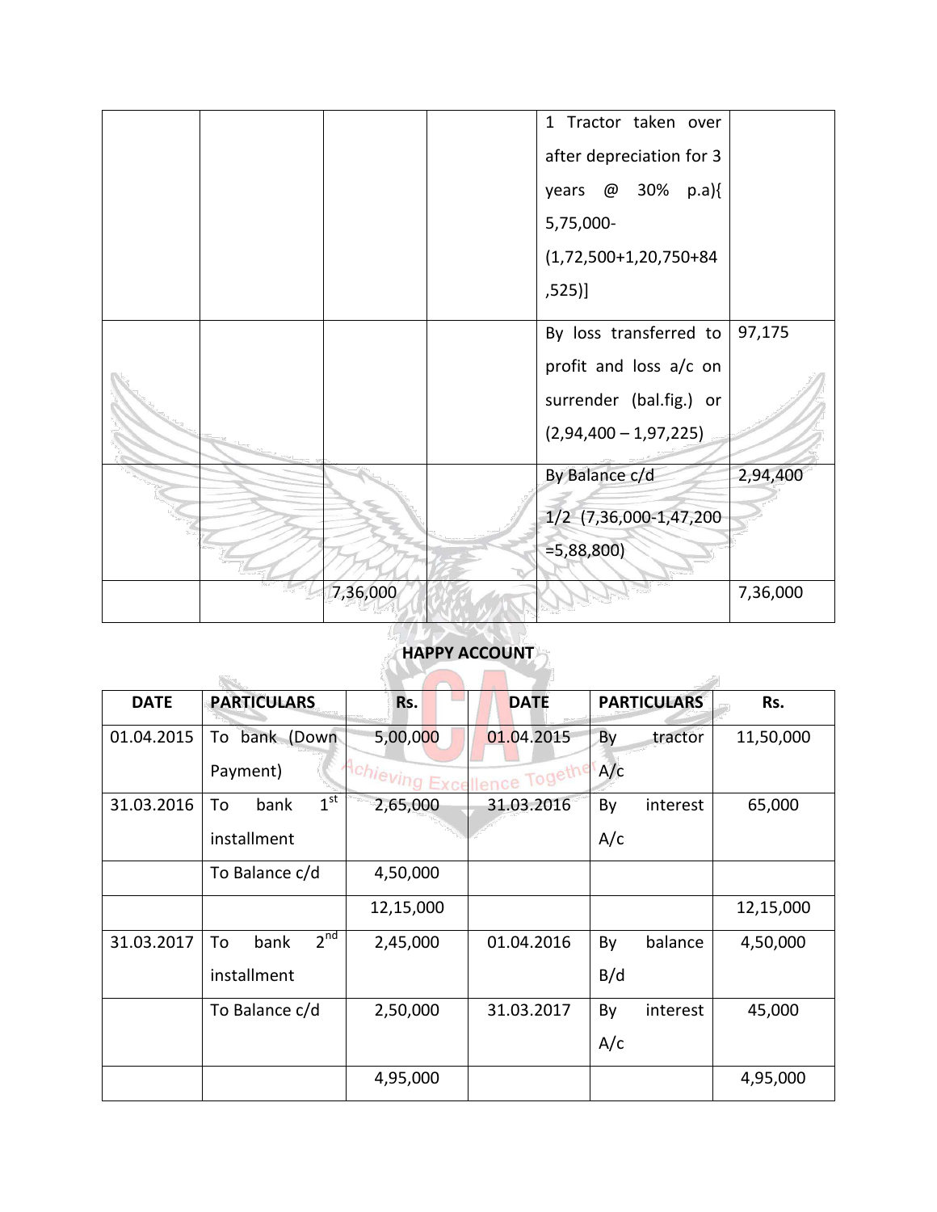| | | | | 1 Tractor taken over after depreciation for 3 years @ 30% p.a){ 5,75,000-(1,72,500+1,20,750+84,525)] | |
|---|---|---|---|---|---|
| | | | | By loss transferred to profit and loss a/c on surrender (bal.fig.) or (2,94,400 – 1,97,225) | 97,175 |
| | | | | By Balance c/d 1/2 (7,36,000-1,47,200 =5,88,800) | 2,94,400 |
| | | 7,36,000 | | | 7,36,000 |

**HAPPY ACCOUNT**

| DATE | PARTICULARS | Rs. | DATE | PARTICULARS | Rs. |
|---|---|---|---|---|---|
| 01.04.2015 | To bank (Down Payment) | 5,00,000 | 01.04.2015 | By tractor A/c | 11,50,000 |
| 31.03.2016 | To bank 1st installment | 2,65,000 | 31.03.2016 | By interest A/c | 65,000 |
| | To Balance c/d | 4,50,000 | | | |
| | | 12,15,000 | | | 12,15,000 |
| 31.03.2017 | To bank 2nd installment | 2,45,000 | 01.04.2016 | By balance B/d | 4,50,000 |
| | To Balance c/d | 2,50,000 | 31.03.2017 | By interest A/c | 45,000 |
| | | 4,95,000 | | | 4,95,000 |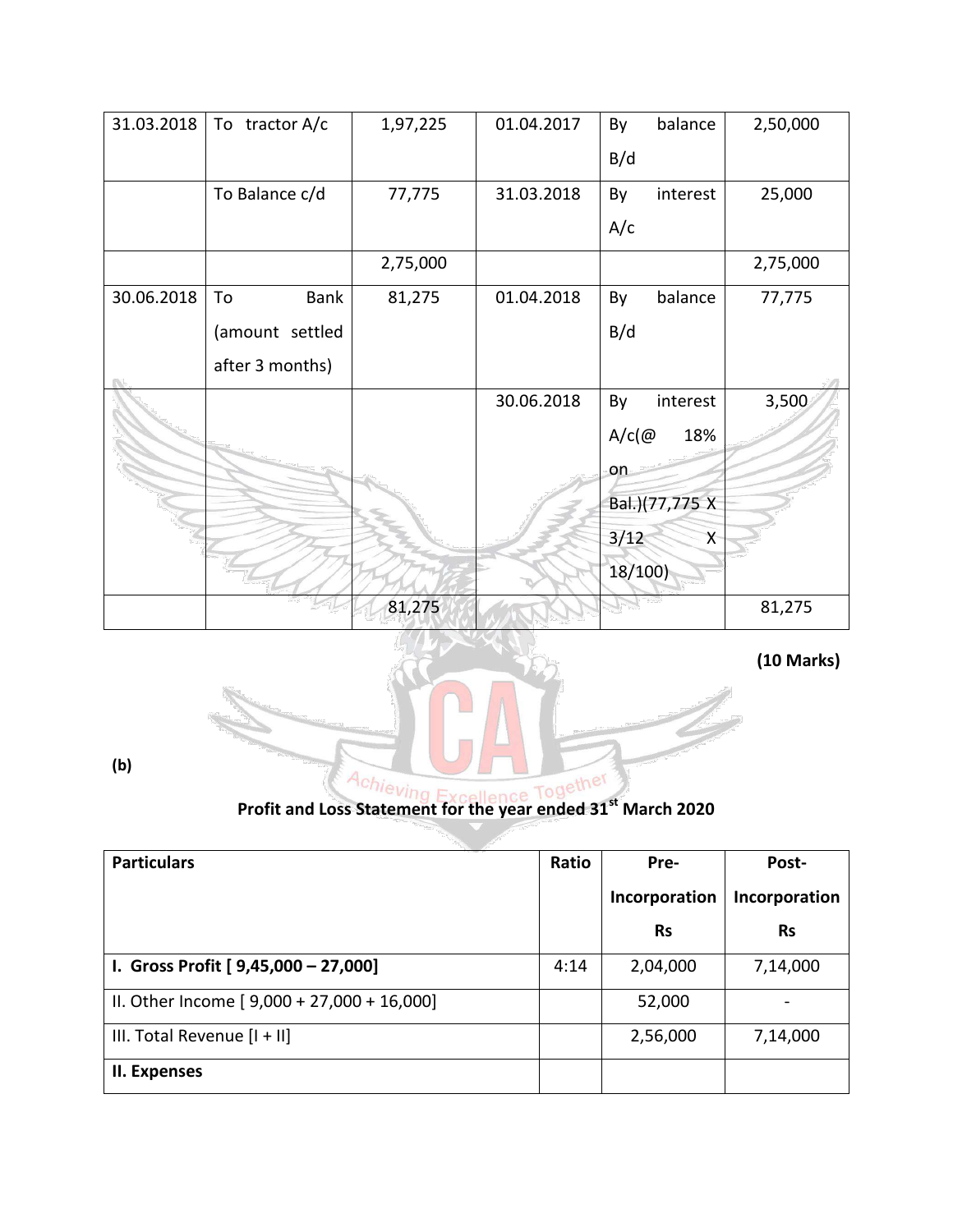| 31.03.2018 | To tractor A/c | 1,97,225 | 01.04.2017 | By balance B/d | 2,50,000 |
|---|---|---|---|---|---|
| | To Balance c/d | 77,775 | 31.03.2018 | By interest A/c | 25,000 |
| | | 2,75,000 | | | 2,75,000 |
| 30.06.2018 | To Bank (amount settled after 3 months) | 81,275 | 01.04.2018 | By balance B/d | 77,775 |
| | | | 30.06.2018 | By interest A/c(@ 18% on Bal.)(77,775 X 3/12 X 18/100) | 3,500 |
| | | 81,275 | | | 81,275 |

**(10 Marks)**

**(b)**

**Profit and Loss Statement for the year ended 31st March 2020**

| **Particulars** | **Ratio** | **Pre-Incorporation Rs** | **Post-Incorporation Rs** |
|---|---|---|---|
| **I. Gross Profit [ 9,45,000 – 27,000]** | 4:14 | 2,04,000 | 7,14,000 |
| II. Other Income [ 9,000 + 27,000 + 16,000] | | 52,000 | - |
| III. Total Revenue [I + II] | | 2,56,000 | 7,14,000 |
| **II. Expenses** | | | |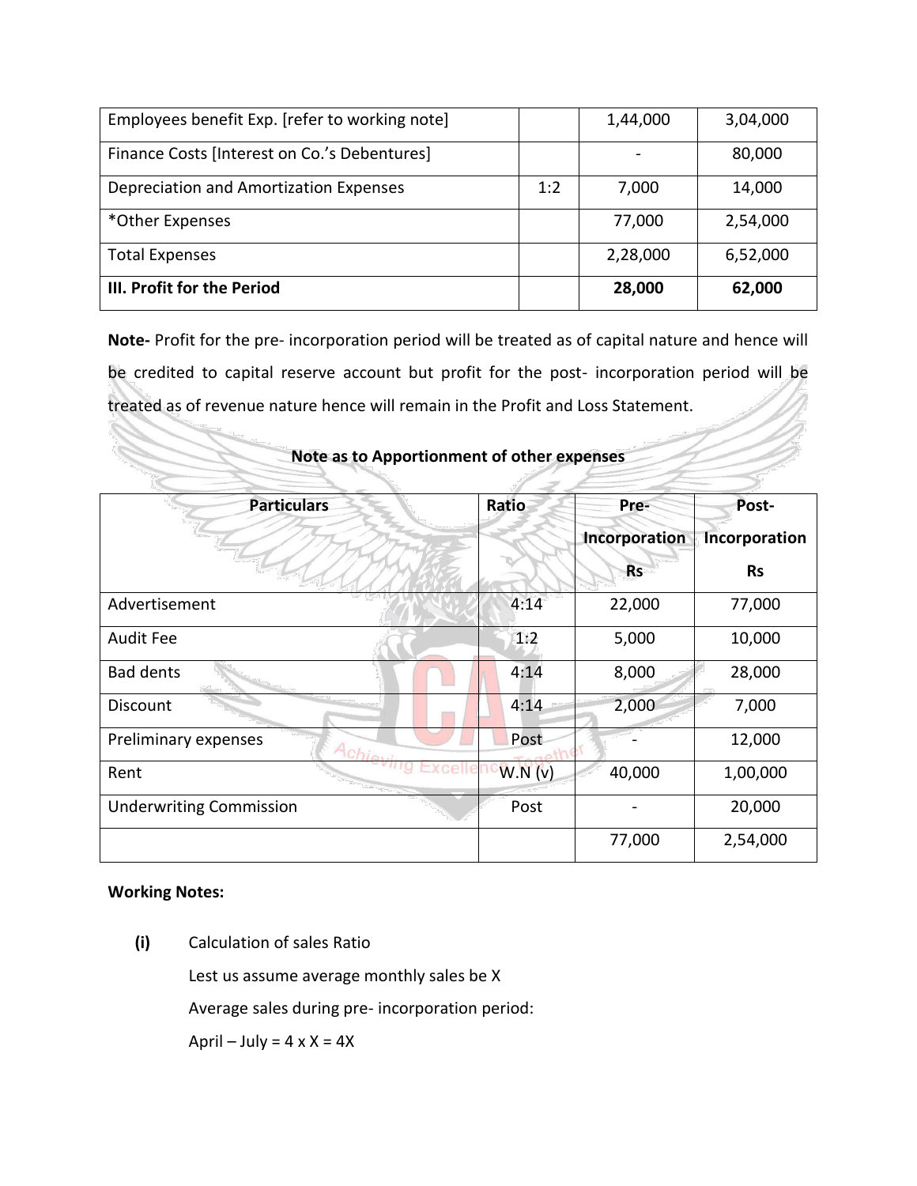| | | | |
|---|---|---|---|
| Employees benefit Exp. [refer to working note] | | 1,44,000 | 3,04,000 |
| Finance Costs [Interest on Co.'s Debentures] | | - | 80,000 |
| Depreciation and Amortization Expenses | 1:2 | 7,000 | 14,000 |
| *Other Expenses | | 77,000 | 2,54,000 |
| Total Expenses | | 2,28,000 | 6,52,000 |
| **III. Profit for the Period** | | **28,000** | **62,000** |

**Note-** Profit for the pre- incorporation period will be treated as of capital nature and hence will be credited to capital reserve account but profit for the post- incorporation period will be treated as of revenue nature hence will remain in the Profit and Loss Statement.

**Note as to Apportionment of other expenses**

| **Particulars** | **Ratio** | **Pre-Incorporation Rs** | **Post-Incorporation Rs** |
|---|---|---|---|
| Advertisement | 4:14 | 22,000 | 77,000 |
| Audit Fee | 1:2 | 5,000 | 10,000 |
| Bad dents | 4:14 | 8,000 | 28,000 |
| Discount | 4:14 | 2,000 | 7,000 |
| Preliminary expenses | Post | - | 12,000 |
| Rent | W.N (v) | 40,000 | 1,00,000 |
| Underwriting Commission | Post | - | 20,000 |
| | | 77,000 | 2,54,000 |

**Working Notes:**

**(i)** Calculation of sales Ratio

Lest us assume average monthly sales be X

Average sales during pre- incorporation period:

April – July = 4 x X = 4X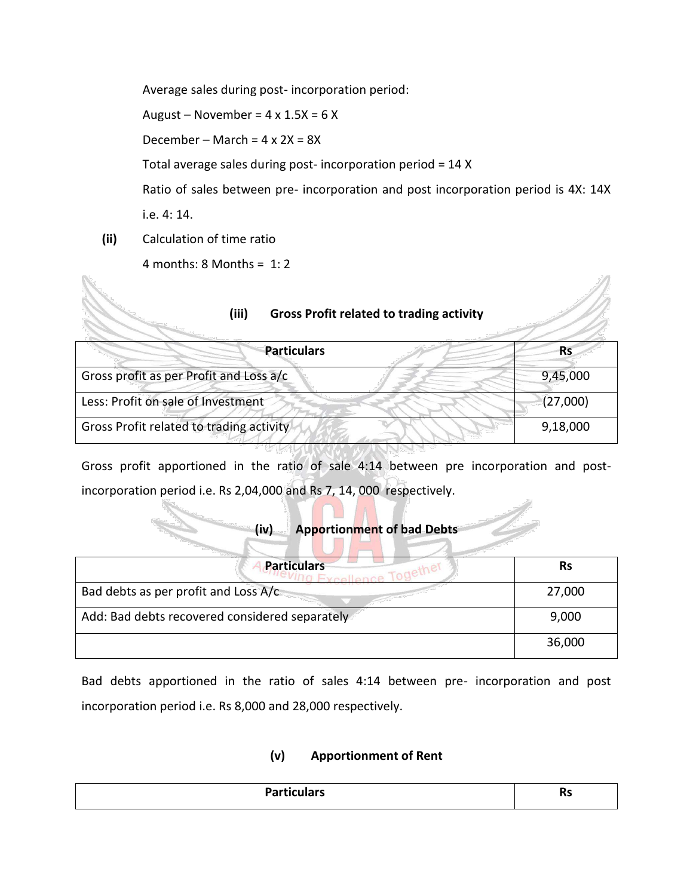Average sales during post- incorporation period:

August – November = 4 x 1.5X = 6 X

December – March = 4 x 2X = 8X

Total average sales during post- incorporation period = 14 X

Ratio of sales between pre- incorporation and post incorporation period is 4X: 14X i.e. 4: 14.

**(ii)** Calculation of time ratio

4 months: 8 Months = 1: 2

**(iii) Gross Profit related to trading activity**

| Particulars | Rs |
|---|---|
| Gross profit as per Profit and Loss a/c | 9,45,000 |
| Less: Profit on sale of Investment | (27,000) |
| Gross Profit related to trading activity | 9,18,000 |

Gross profit apportioned in the ratio of sale 4:14 between pre incorporation and post-incorporation period i.e. Rs 2,04,000 and Rs 7, 14, 000 respectively.

**(iv) Apportionment of bad Debts**

| Particulars | Rs |
|---|---|
| Bad debts as per profit and Loss A/c | 27,000 |
| Add: Bad debts recovered considered separately | 9,000 |
| | 36,000 |

Bad debts apportioned in the ratio of sales 4:14 between pre- incorporation and post incorporation period i.e. Rs 8,000 and 28,000 respectively.

**(v) Apportionment of Rent**

| Particulars | Rs |
|---|---|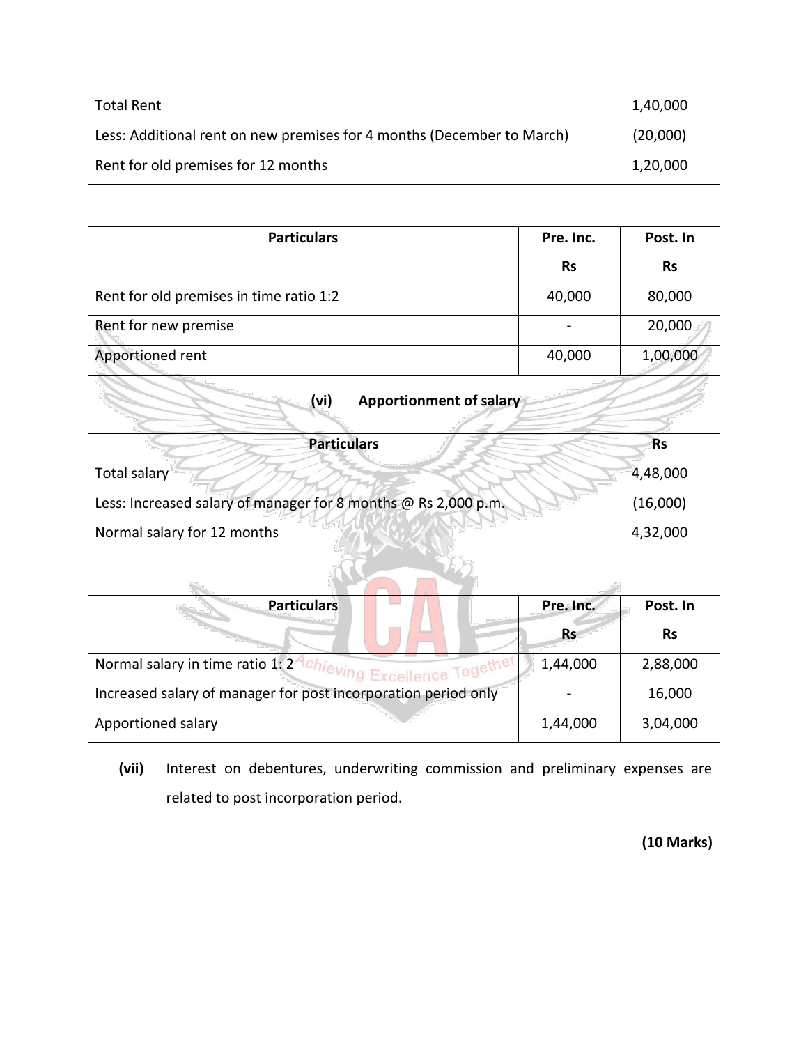| Total Rent | 1,40,000 |
|---|---|
| Less: Additional rent on new premises for 4 months (December to March) | (20,000) |
| Rent for old premises for 12 months | 1,20,000 |

| Particulars | Pre. Inc. Rs | Post. In Rs |
|---|---|---|
| Rent for old premises in time ratio 1:2 | 40,000 | 80,000 |
| Rent for new premise | - | 20,000 |
| Apportioned rent | 40,000 | 1,00,000 |

**(vi) Apportionment of salary**

| Particulars | Rs |
|---|---|
| Total salary | 4,48,000 |
| Less: Increased salary of manager for 8 months @ Rs 2,000 p.m. | (16,000) |
| Normal salary for 12 months | 4,32,000 |

| Particulars | Pre. Inc. Rs | Post. In Rs |
|---|---|---|
| Normal salary in time ratio 1: 2 | 1,44,000 | 2,88,000 |
| Increased salary of manager for post incorporation period only | - | 16,000 |
| Apportioned salary | 1,44,000 | 3,04,000 |

**(vii)** Interest on debentures, underwriting commission and preliminary expenses are related to post incorporation period.

**(10 Marks)**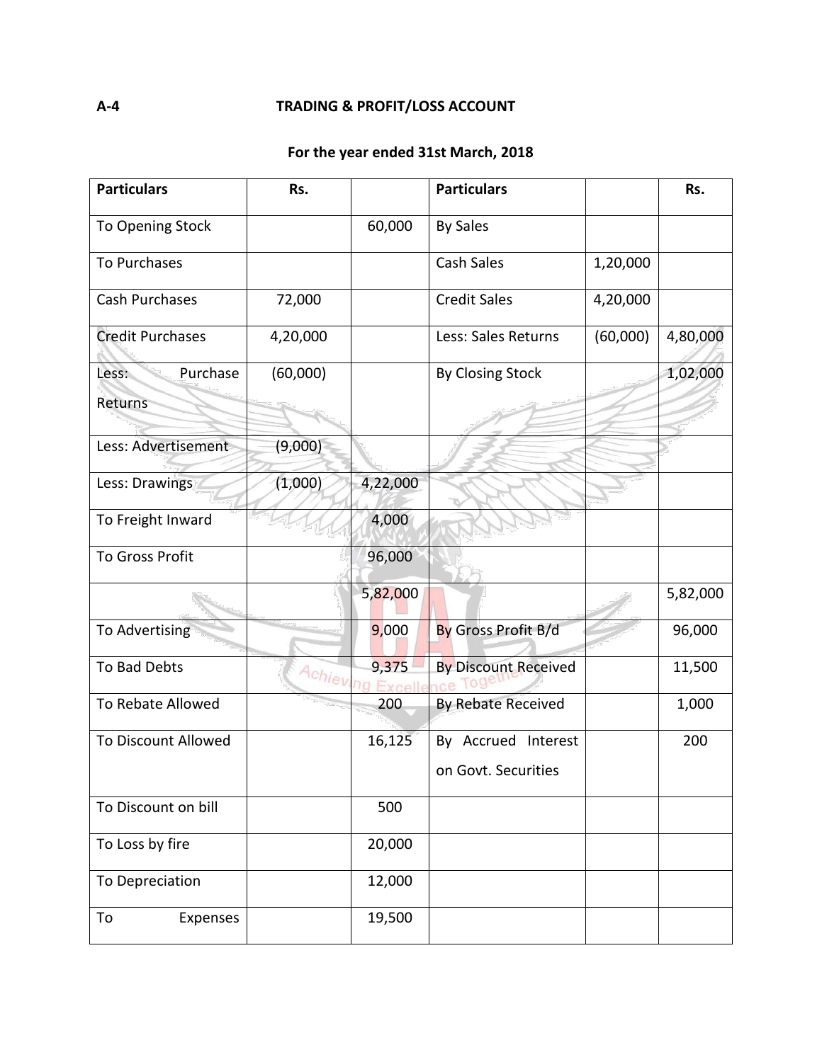**A-4** **TRADING & PROFIT/LOSS ACCOUNT**

**For the year ended 31st March, 2018**

| **Particulars** | **Rs.** | | **Particulars** | | **Rs.** |
|---|---|---|---|---|---|
| To Opening Stock | | 60,000 | By Sales | | |
| To Purchases | | | Cash Sales | 1,20,000 | |
| Cash Purchases | 72,000 | | Credit Sales | 4,20,000 | |
| Credit Purchases | 4,20,000 | | Less: Sales Returns | (60,000) | 4,80,000 |
| Less: Purchase Returns | (60,000) | | By Closing Stock | | 1,02,000 |
| Less: Advertisement | (9,000) | | | | |
| Less: Drawings | (1,000) | 4,22,000 | | | |
| To Freight Inward | | 4,000 | | | |
| To Gross Profit | | 96,000 | | | |
| | | 5,82,000 | | | 5,82,000 |
| To Advertising | | 9,000 | By Gross Profit B/d | | 96,000 |
| To Bad Debts | | 9,375 | By Discount Received | | 11,500 |
| To Rebate Allowed | | 200 | By Rebate Received | | 1,000 |
| To Discount Allowed | | 16,125 | By Accrued Interest on Govt. Securities | | 200 |
| To Discount on bill | | 500 | | | |
| To Loss by fire | | 20,000 | | | |
| To Depreciation | | 12,000 | | | |
| To Expenses | | 19,500 | | | |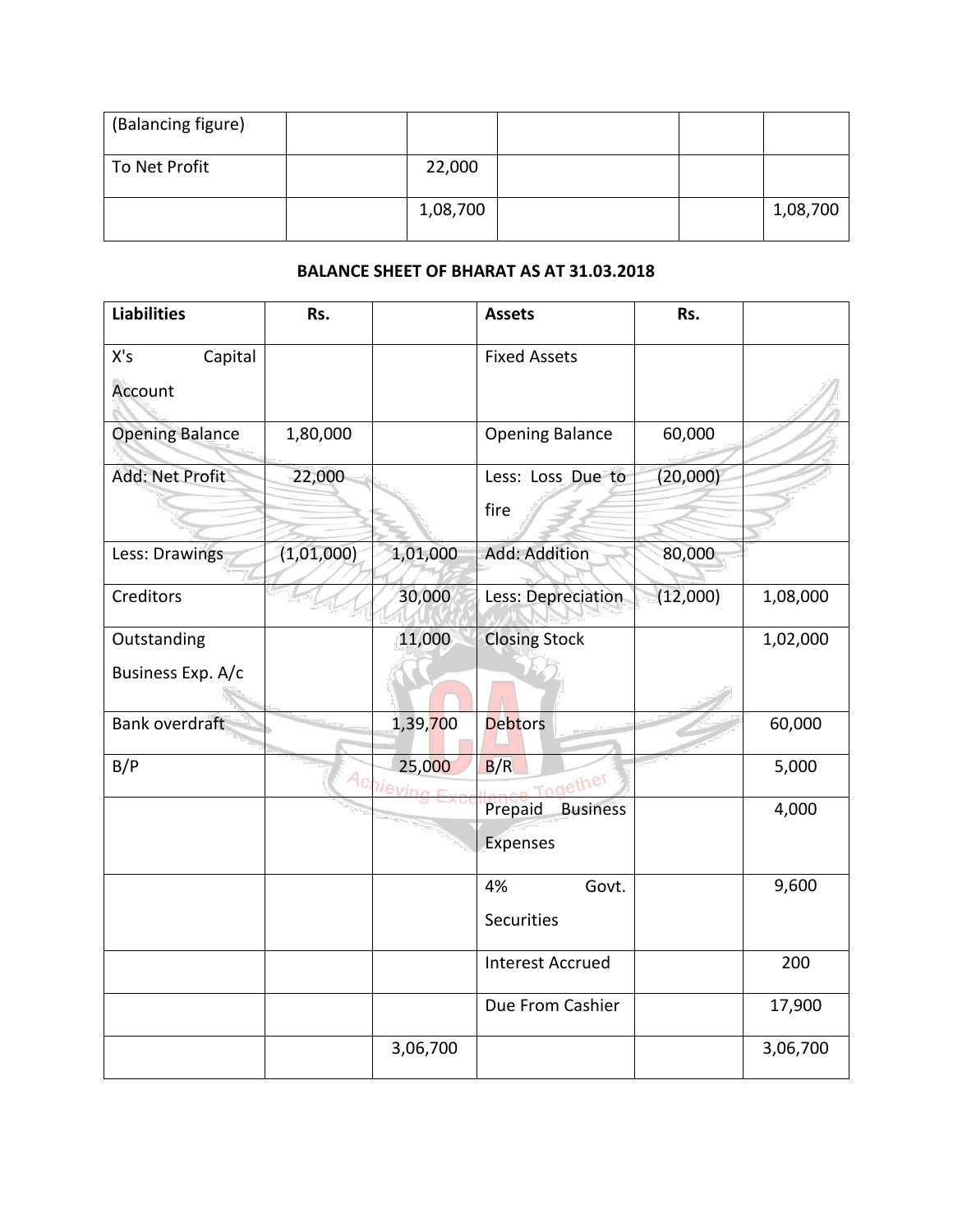| (Balancing figure) | | | | | |
|---|---|---|---|---|---|
| To Net Profit | | 22,000 | | | |
| | | 1,08,700 | | | 1,08,700 |

**BALANCE SHEET OF BHARAT AS AT 31.03.2018**

| Liabilities | Rs. | | Assets | Rs. | |
|---|---|---|---|---|---|
| X's Capital Account | | | Fixed Assets | | |
| Opening Balance | 1,80,000 | | Opening Balance | 60,000 | |
| Add: Net Profit | 22,000 | | Less: Loss Due to fire | (20,000) | |
| Less: Drawings | (1,01,000) | 1,01,000 | Add: Addition | 80,000 | |
| Creditors | | 30,000 | Less: Depreciation | (12,000) | 1,08,000 |
| Outstanding Business Exp. A/c | | 11,000 | Closing Stock | | 1,02,000 |
| Bank overdraft | | 1,39,700 | Debtors | | 60,000 |
| B/P | | 25,000 | B/R | | 5,000 |
| | | | Prepaid Business Expenses | | 4,000 |
| | | | 4% Govt. Securities | | 9,600 |
| | | | Interest Accrued | | 200 |
| | | | Due From Cashier | | 17,900 |
| | | 3,06,700 | | | 3,06,700 |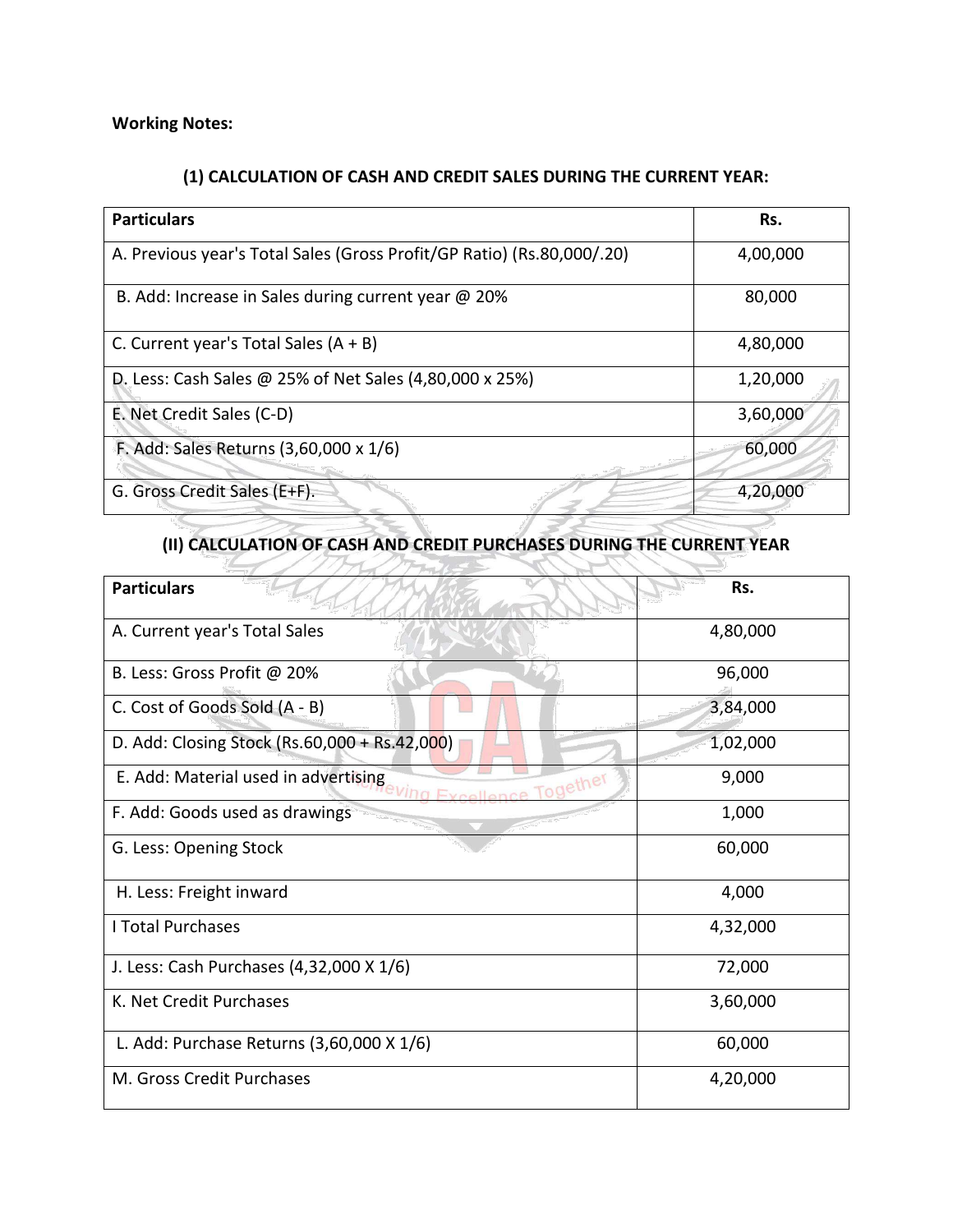**Working Notes:**

### (1) CALCULATION OF CASH AND CREDIT SALES DURING THE CURRENT YEAR:

| Particulars | Rs. |
|---|---|
| A. Previous year's Total Sales (Gross Profit/GP Ratio) (Rs.80,000/.20) | 4,00,000 |
| B. Add: Increase in Sales during current year @ 20% | 80,000 |
| C. Current year's Total Sales (A + B) | 4,80,000 |
| D. Less: Cash Sales @ 25% of Net Sales (4,80,000 x 25%) | 1,20,000 |
| E. Net Credit Sales (C-D) | 3,60,000 |
| F. Add: Sales Returns (3,60,000 x 1/6) | 60,000 |
| G. Gross Credit Sales (E+F). | 4,20,000 |

### (II) CALCULATION OF CASH AND CREDIT PURCHASES DURING THE CURRENT YEAR

| Particulars | Rs. |
|---|---|
| A. Current year's Total Sales | 4,80,000 |
| B. Less: Gross Profit @ 20% | 96,000 |
| C. Cost of Goods Sold (A - B) | 3,84,000 |
| D. Add: Closing Stock (Rs.60,000 + Rs.42,000) | 1,02,000 |
| E. Add: Material used in advertising | 9,000 |
| F. Add: Goods used as drawings | 1,000 |
| G. Less: Opening Stock | 60,000 |
| H. Less: Freight inward | 4,000 |
| I Total Purchases | 4,32,000 |
| J. Less: Cash Purchases (4,32,000 X 1/6) | 72,000 |
| K. Net Credit Purchases | 3,60,000 |
| L. Add: Purchase Returns (3,60,000 X 1/6) | 60,000 |
| M. Gross Credit Purchases | 4,20,000 |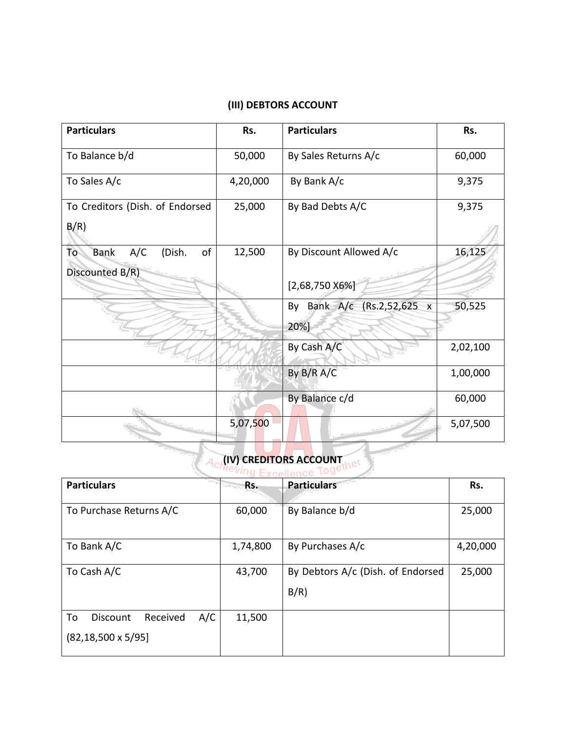**(III) DEBTORS ACCOUNT**

| Particulars | Rs. | Particulars | Rs. |
|---|---|---|---|
| To Balance b/d | 50,000 | By Sales Returns A/c | 60,000 |
| To Sales A/c | 4,20,000 | By Bank A/c | 9,375 |
| To Creditors (Dish. of Endorsed B/R) | 25,000 | By Bad Debts A/C | 9,375 |
| To Bank A/C (Dish. of Discounted B/R) | 12,500 | By Discount Allowed A/c [2,68,750 X6%] | 16,125 |
| | | By Bank A/c (Rs.2,52,625 x 20%] | 50,525 |
| | | By Cash A/C | 2,02,100 |
| | | By B/R A/C | 1,00,000 |
| | | By Balance c/d | 60,000 |
| | 5,07,500 | | 5,07,500 |

**(IV) CREDITORS ACCOUNT**

| Particulars | Rs. | Particulars | Rs. |
|---|---|---|---|
| To Purchase Returns A/C | 60,000 | By Balance b/d | 25,000 |
| To Bank A/C | 1,74,800 | By Purchases A/c | 4,20,000 |
| To Cash A/C | 43,700 | By Debtors A/c (Dish. of Endorsed B/R) | 25,000 |
| To Discount Received A/C (82,18,500 x 5/95] | 11,500 | | |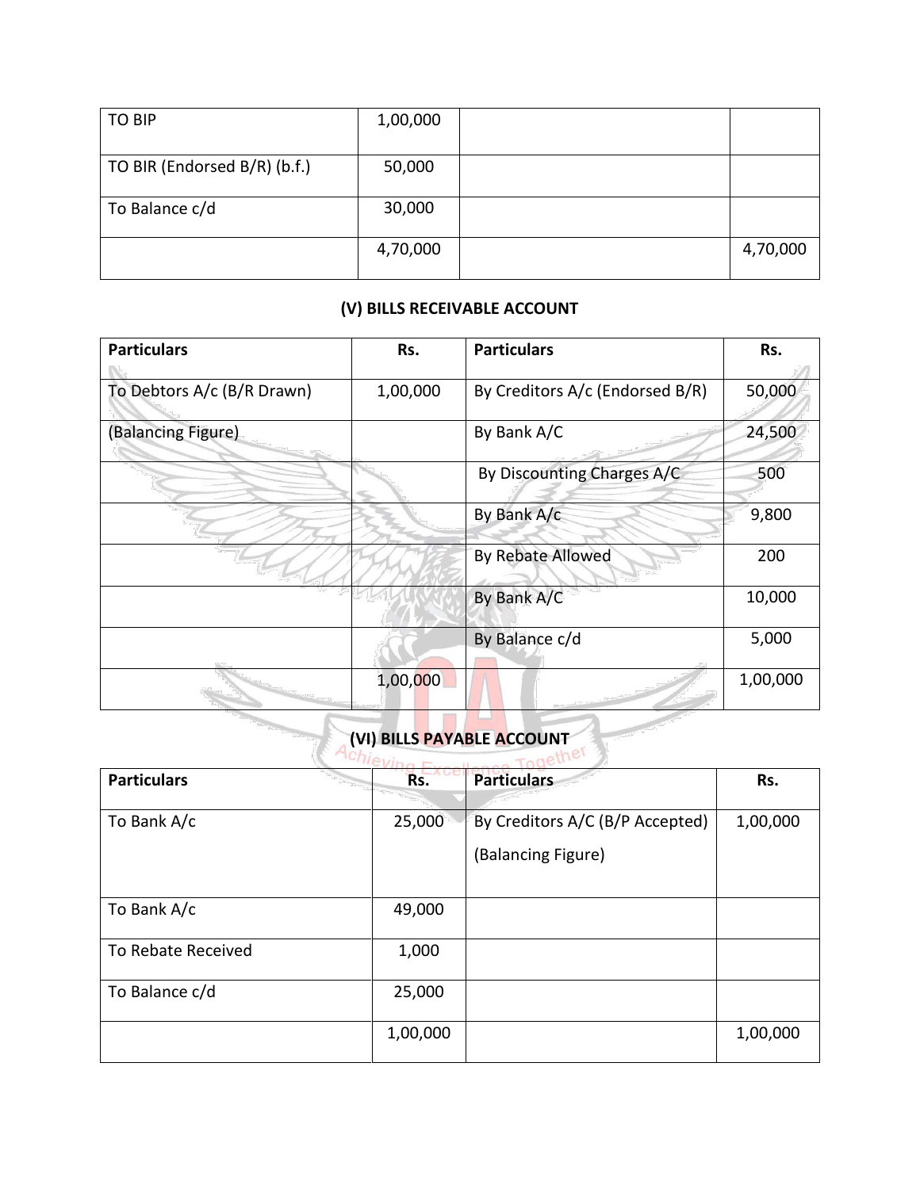| TO BIP | 1,00,000 | | |
|---|---|---|---|
| TO BIR (Endorsed B/R) (b.f.) | 50,000 | | |
| To Balance c/d | 30,000 | | |
| | 4,70,000 | | 4,70,000 |

### (V) BILLS RECEIVABLE ACCOUNT

| Particulars | Rs. | Particulars | Rs. |
|---|---|---|---|
| To Debtors A/c (B/R Drawn) | 1,00,000 | By Creditors A/c (Endorsed B/R) | 50,000 |
| (Balancing Figure) | | By Bank A/C | 24,500 |
| | | By Discounting Charges A/C | 500 |
| | | By Bank A/c | 9,800 |
| | | By Rebate Allowed | 200 |
| | | By Bank A/C | 10,000 |
| | | By Balance c/d | 5,000 |
| | 1,00,000 | | 1,00,000 |

### (VI) BILLS PAYABLE ACCOUNT

| Particulars | Rs. | Particulars | Rs. |
|---|---|---|---|
| To Bank A/c | 25,000 | By Creditors A/C (B/P Accepted) (Balancing Figure) | 1,00,000 |
| To Bank A/c | 49,000 | | |
| To Rebate Received | 1,000 | | |
| To Balance c/d | 25,000 | | |
| | 1,00,000 | | 1,00,000 |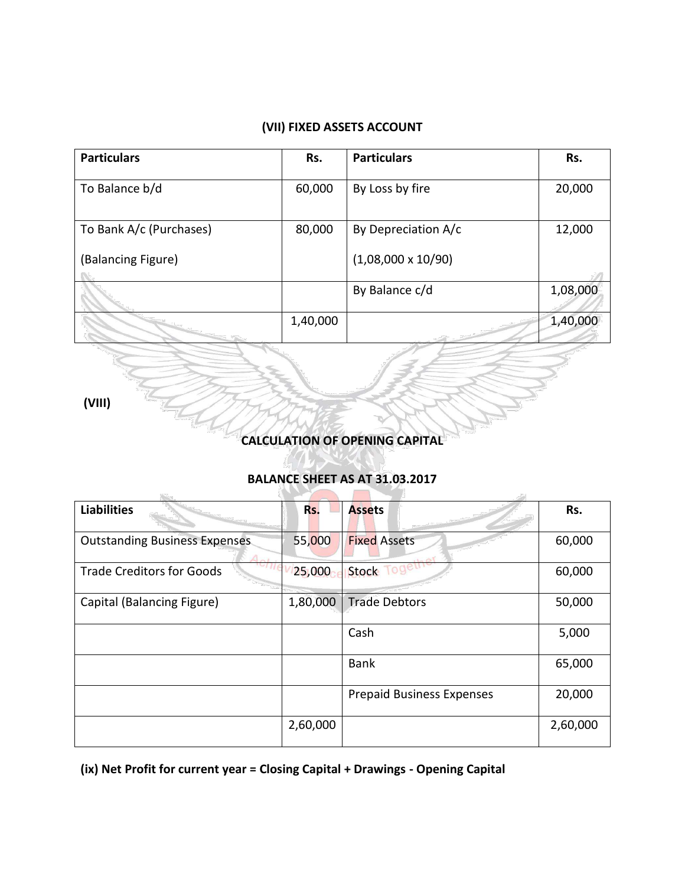### (VII) FIXED ASSETS ACCOUNT

| Particulars | Rs. | Particulars | Rs. |
|---|---|---|---|
| To Balance b/d | 60,000 | By Loss by fire | 20,000 |
| To Bank A/c (Purchases)<br>(Balancing Figure) | 80,000 | By Depreciation A/c<br>(1,08,000 x 10/90) | 12,000 |
| | | By Balance c/d | 1,08,000 |
| | 1,40,000 | | 1,40,000 |

**(VIII)**

### CALCULATION OF OPENING CAPITAL

### BALANCE SHEET AS AT 31.03.2017

| Liabilities | Rs. | Assets | Rs. |
|---|---|---|---|
| Outstanding Business Expenses | 55,000 | Fixed Assets | 60,000 |
| Trade Creditors for Goods | 25,000 | Stock | 60,000 |
| Capital (Balancing Figure) | 1,80,000 | Trade Debtors | 50,000 |
| | | Cash | 5,000 |
| | | Bank | 65,000 |
| | | Prepaid Business Expenses | 20,000 |
| | 2,60,000 | | 2,60,000 |

**(ix) Net Profit for current year = Closing Capital + Drawings - Opening Capital**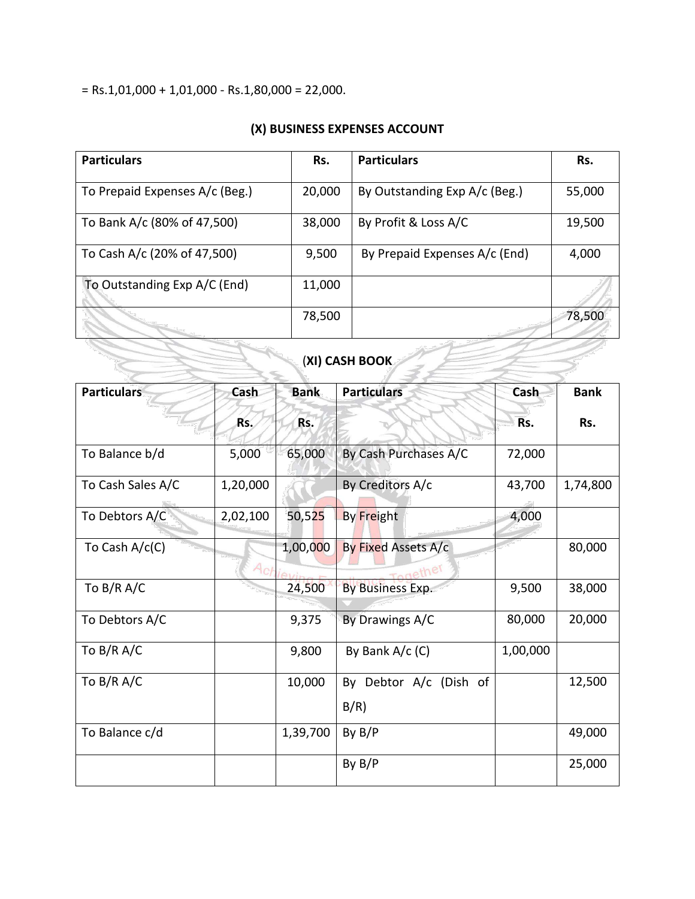= Rs.1,01,000 + 1,01,000 - Rs.1,80,000 = 22,000.

### (X) BUSINESS EXPENSES ACCOUNT

| Particulars | Rs. | Particulars | Rs. |
|---|---|---|---|
| To Prepaid Expenses A/c (Beg.) | 20,000 | By Outstanding Exp A/c (Beg.) | 55,000 |
| To Bank A/c (80% of 47,500) | 38,000 | By Profit & Loss A/C | 19,500 |
| To Cash A/c (20% of 47,500) | 9,500 | By Prepaid Expenses A/c (End) | 4,000 |
| To Outstanding Exp A/C (End) | 11,000 | | |
| | 78,500 | | 78,500 |

### (XI) CASH BOOK

| Particulars | Cash Rs. | Bank Rs. | Particulars | Cash Rs. | Bank Rs. |
|---|---|---|---|---|---|
| To Balance b/d | 5,000 | 65,000 | By Cash Purchases A/C | 72,000 | |
| To Cash Sales A/C | 1,20,000 | | By Creditors A/c | 43,700 | 1,74,800 |
| To Debtors A/C | 2,02,100 | 50,525 | By Freight | 4,000 | |
| To Cash A/c(C) | | 1,00,000 | By Fixed Assets A/c | | 80,000 |
| To B/R A/C | | 24,500 | By Business Exp. | 9,500 | 38,000 |
| To Debtors A/C | | 9,375 | By Drawings A/C | 80,000 | 20,000 |
| To B/R A/C | | 9,800 | By Bank A/c (C) | 1,00,000 | |
| To B/R A/C | | 10,000 | By Debtor A/c (Dish of B/R) | | 12,500 |
| To Balance c/d | | 1,39,700 | By B/P | | 49,000 |
| | | | By B/P | | 25,000 |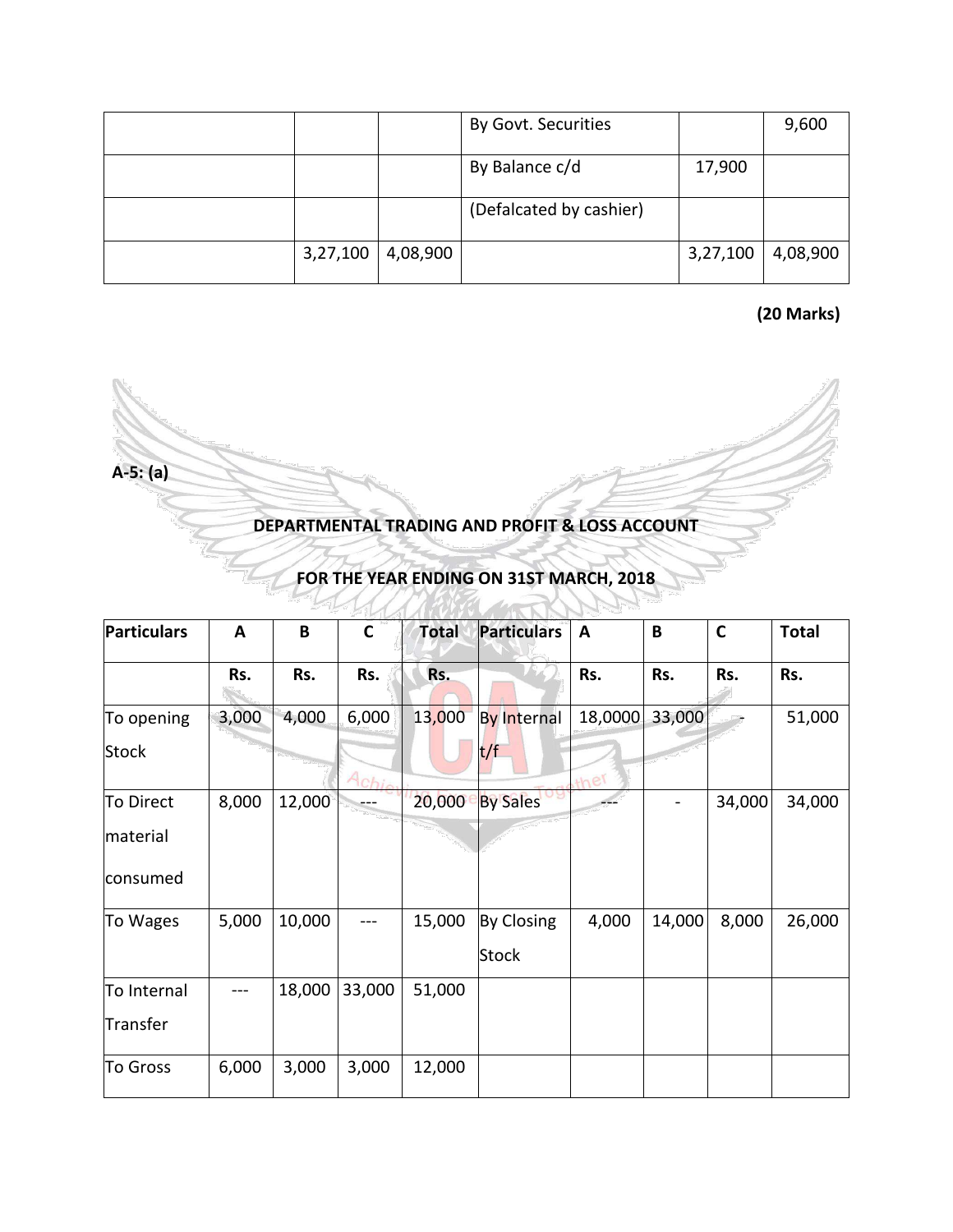| | | | By Govt. Securities | | 9,600 |
|---|---|---|---|---|---|
| | | | By Balance c/d | 17,900 | |
| | | | (Defalcated by cashier) | | |
| | 3,27,100 | 4,08,900 | | 3,27,100 | 4,08,900 |

**(20 Marks)**

**A-5: (a)**

**DEPARTMENTAL TRADING AND PROFIT & LOSS ACCOUNT**

**FOR THE YEAR ENDING ON 31ST MARCH, 2018**

| Particulars | A | B | C | Total | Particulars | A | B | C | Total |
|---|---|---|---|---|---|---|---|---|---|
| | Rs. | Rs. | Rs. | Rs. | | Rs. | Rs. | Rs. | Rs. |
| To opening Stock | 3,000 | 4,000 | 6,000 | 13,000 | By Internal t/f | 18,0000 | 33,000 | - | 51,000 |
| To Direct material consumed | 8,000 | 12,000 | --- | 20,000 | By Sales | --- | - | 34,000 | 34,000 |
| To Wages | 5,000 | 10,000 | --- | 15,000 | By Closing Stock | 4,000 | 14,000 | 8,000 | 26,000 |
| To Internal Transfer | --- | 18,000 | 33,000 | 51,000 | | | | | |
| To Gross | 6,000 | 3,000 | 3,000 | 12,000 | | | | | |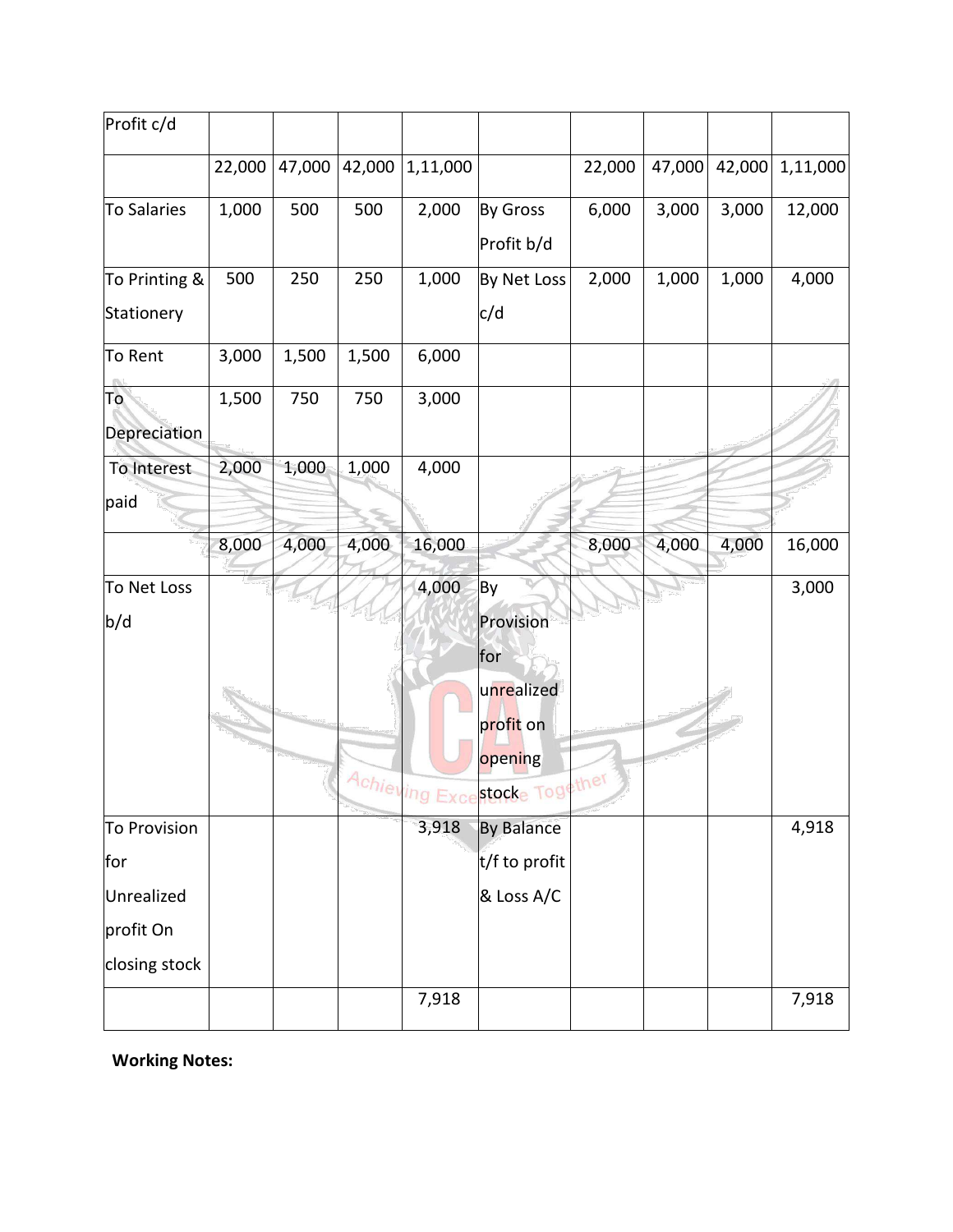| Profit c/d | | | | | | | | | |
|---|---|---|---|---|---|---|---|---|---|
| | 22,000 | 47,000 | 42,000 | 1,11,000 | | 22,000 | 47,000 | 42,000 | 1,11,000 |
| To Salaries | 1,000 | 500 | 500 | 2,000 | By Gross Profit b/d | 6,000 | 3,000 | 3,000 | 12,000 |
| To Printing & Stationery | 500 | 250 | 250 | 1,000 | By Net Loss c/d | 2,000 | 1,000 | 1,000 | 4,000 |
| To Rent | 3,000 | 1,500 | 1,500 | 6,000 | | | | | |
| To Depreciation | 1,500 | 750 | 750 | 3,000 | | | | | |
| To Interest paid | 2,000 | 1,000 | 1,000 | 4,000 | | | | | |
| | 8,000 | 4,000 | 4,000 | 16,000 | | 8,000 | 4,000 | 4,000 | 16,000 |
| To Net Loss b/d | | | | 4,000 | By Provision for unrealized profit on opening stock | | | | 3,000 |
| To Provision for Unrealized profit On closing stock | | | | 3,918 | By Balance t/f to profit & Loss A/C | | | | 4,918 |
| | | | | 7,918 | | | | | 7,918 |

**Working Notes:**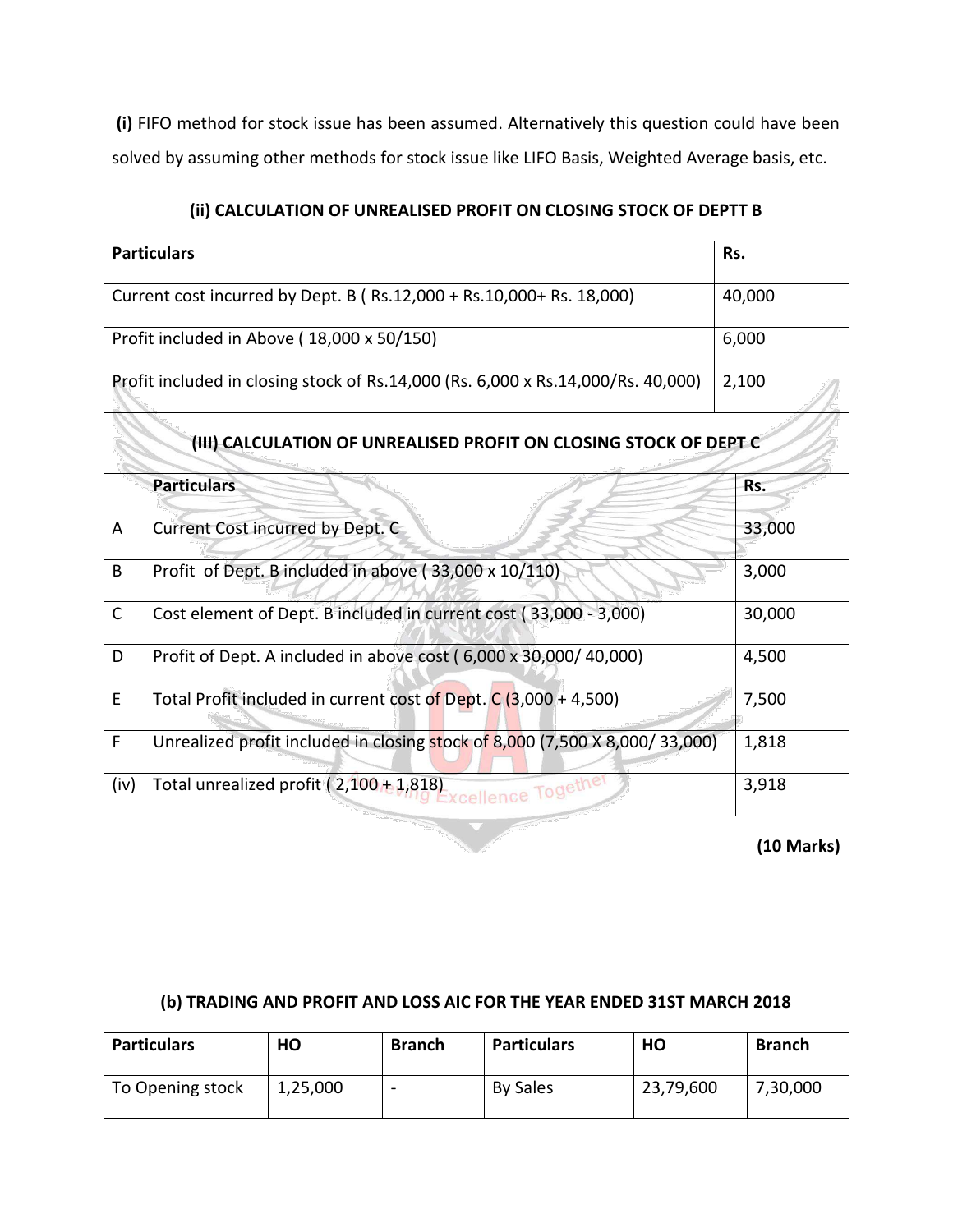**(i)** FIFO method for stock issue has been assumed. Alternatively this question could have been solved by assuming other methods for stock issue like LIFO Basis, Weighted Average basis, etc.

### (ii) CALCULATION OF UNREALISED PROFIT ON CLOSING STOCK OF DEPTT B

| Particulars | Rs. |
|---|---|
| Current cost incurred by Dept. B ( Rs.12,000 + Rs.10,000+ Rs. 18,000) | 40,000 |
| Profit included in Above ( 18,000 x 50/150) | 6,000 |
| Profit included in closing stock of Rs.14,000 (Rs. 6,000 x Rs.14,000/Rs. 40,000) | 2,100 |

### (III) CALCULATION OF UNREALISED PROFIT ON CLOSING STOCK OF DEPT C

| | Particulars | Rs. |
|---|---|---|
| A | Current Cost incurred by Dept. C | 33,000 |
| B | Profit of Dept. B included in above ( 33,000 x 10/110) | 3,000 |
| C | Cost element of Dept. B included in current cost ( 33,000 - 3,000) | 30,000 |
| D | Profit of Dept. A included in above cost ( 6,000 x 30,000/ 40,000) | 4,500 |
| E | Total Profit included in current cost of Dept. C (3,000 + 4,500) | 7,500 |
| F | Unrealized profit included in closing stock of 8,000 (7,500 X 8,000/ 33,000) | 1,818 |
| (iv) | Total unrealized profit ( 2,100 + 1,818) | 3,918 |

**(10 Marks)**

### (b) TRADING AND PROFIT AND LOSS AIC FOR THE YEAR ENDED 31ST MARCH 2018

| Particulars | HO | Branch | Particulars | HO | Branch |
|---|---|---|---|---|---|
| To Opening stock | 1,25,000 | - | By Sales | 23,79,600 | 7,30,000 |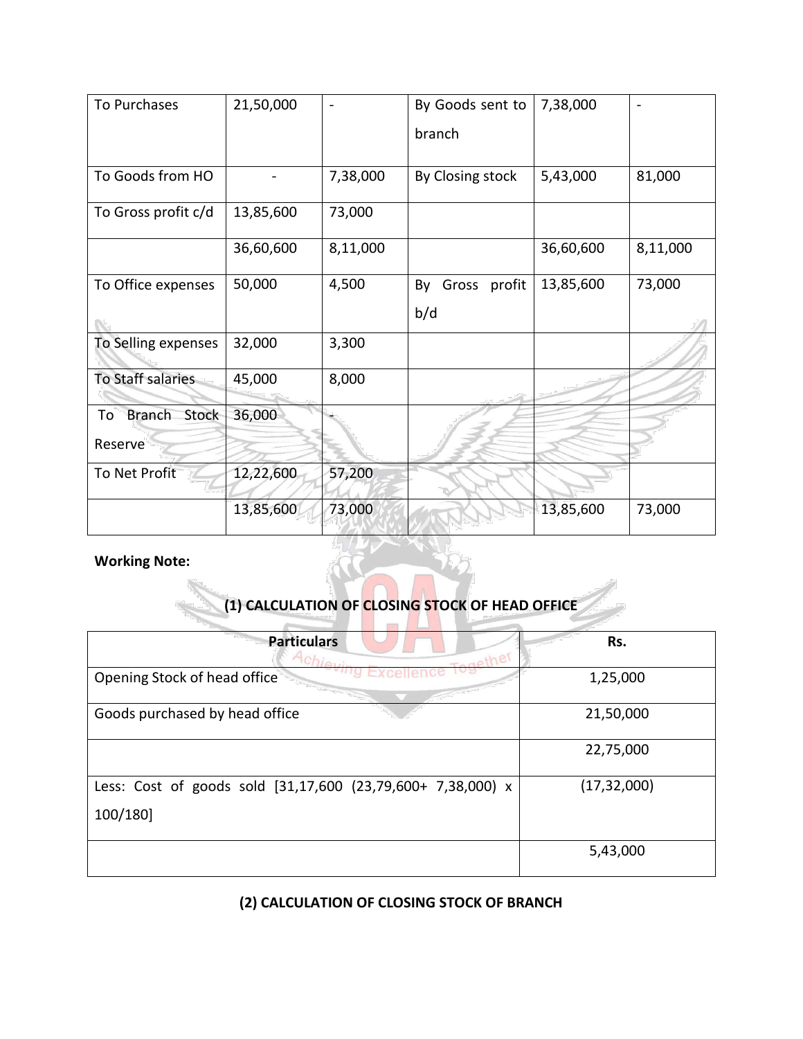| | | | | | |
|---|---|---|---|---|---|
| To Purchases | 21,50,000 | - | By Goods sent to branch | 7,38,000 | - |
| To Goods from HO | - | 7,38,000 | By Closing stock | 5,43,000 | 81,000 |
| To Gross profit c/d | 13,85,600 | 73,000 | | | |
| | 36,60,600 | 8,11,000 | | 36,60,600 | 8,11,000 |
| To Office expenses | 50,000 | 4,500 | By Gross profit b/d | 13,85,600 | 73,000 |
| To Selling expenses | 32,000 | 3,300 | | | |
| To Staff salaries | 45,000 | 8,000 | | | |
| To Branch Stock Reserve | 36,000 | - | | | |
| To Net Profit | 12,22,600 | 57,200 | | | |
| | 13,85,600 | 73,000 | | 13,85,600 | 73,000 |

**Working Note:**

**(1) CALCULATION OF CLOSING STOCK OF HEAD OFFICE**

| Particulars | Rs. |
|---|---|
| Opening Stock of head office | 1,25,000 |
| Goods purchased by head office | 21,50,000 |
| | 22,75,000 |
| Less: Cost of goods sold [31,17,600 (23,79,600+ 7,38,000) x 100/180] | (17,32,000) |
| | 5,43,000 |

**(2) CALCULATION OF CLOSING STOCK OF BRANCH**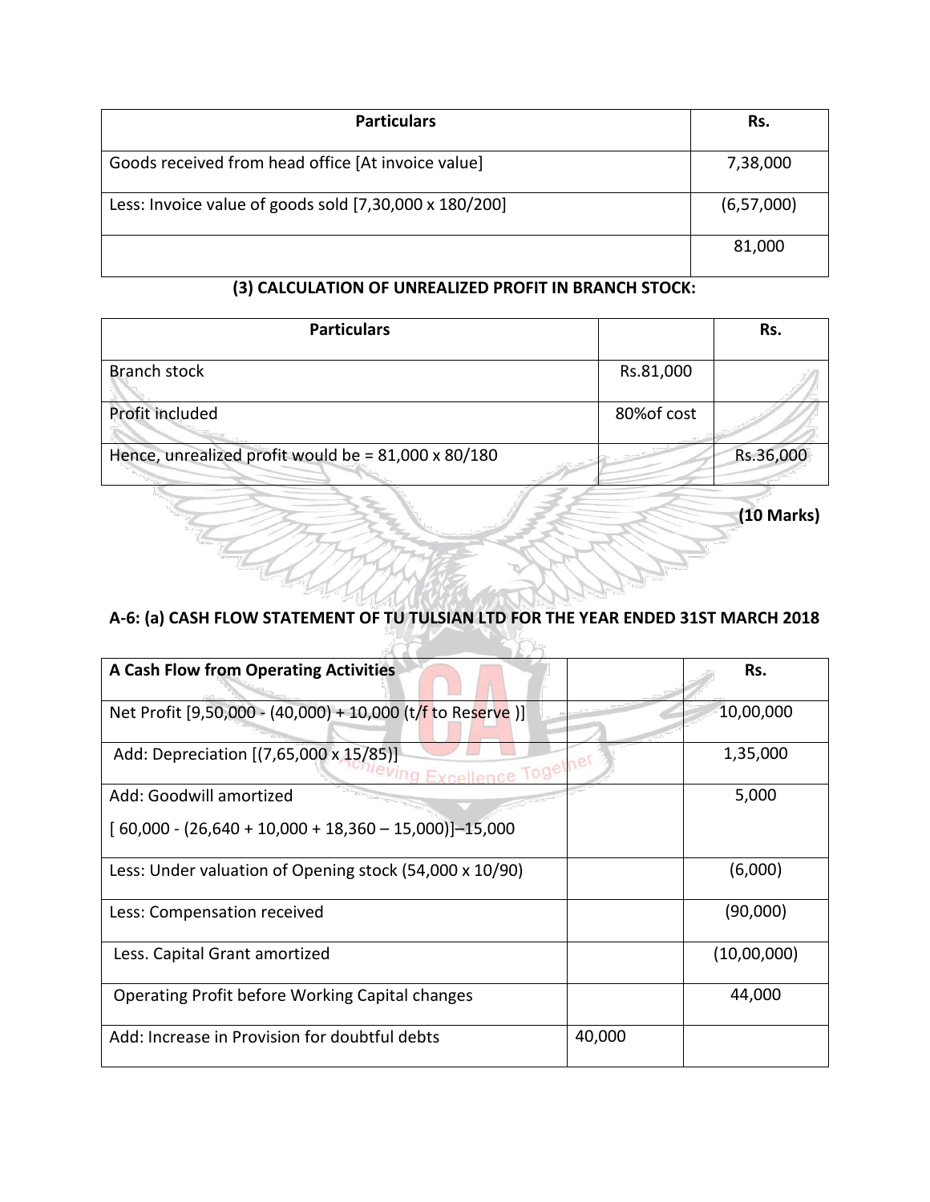| Particulars | Rs. |
|---|---|
| Goods received from head office [At invoice value] | 7,38,000 |
| Less: Invoice value of goods sold [7,30,000 x 180/200] | (6,57,000) |
| | 81,000 |

### (3) CALCULATION OF UNREALIZED PROFIT IN BRANCH STOCK:

| Particulars | | Rs. |
|---|---|---|
| Branch stock | Rs.81,000 | |
| Profit included | 80%of cost | |
| Hence, unrealized profit would be = 81,000 x 80/180 | | Rs.36,000 |

**(10 Marks)**

### A-6: (a) CASH FLOW STATEMENT OF TU TULSIAN LTD FOR THE YEAR ENDED 31ST MARCH 2018

| A Cash Flow from Operating Activities | | Rs. |
|---|---|---|
| Net Profit [9,50,000 - (40,000) + 10,000 (t/f to Reserve )] | | 10,00,000 |
| Add: Depreciation [(7,65,000 x 15/85)] | | 1,35,000 |
| Add: Goodwill amortized<br>[ 60,000 - (26,640 + 10,000 + 18,360 – 15,000)]–15,000 | | 5,000 |
| Less: Under valuation of Opening stock (54,000 x 10/90) | | (6,000) |
| Less: Compensation received | | (90,000) |
| Less. Capital Grant amortized | | (10,00,000) |
| Operating Profit before Working Capital changes | | 44,000 |
| Add: Increase in Provision for doubtful debts | 40,000 | |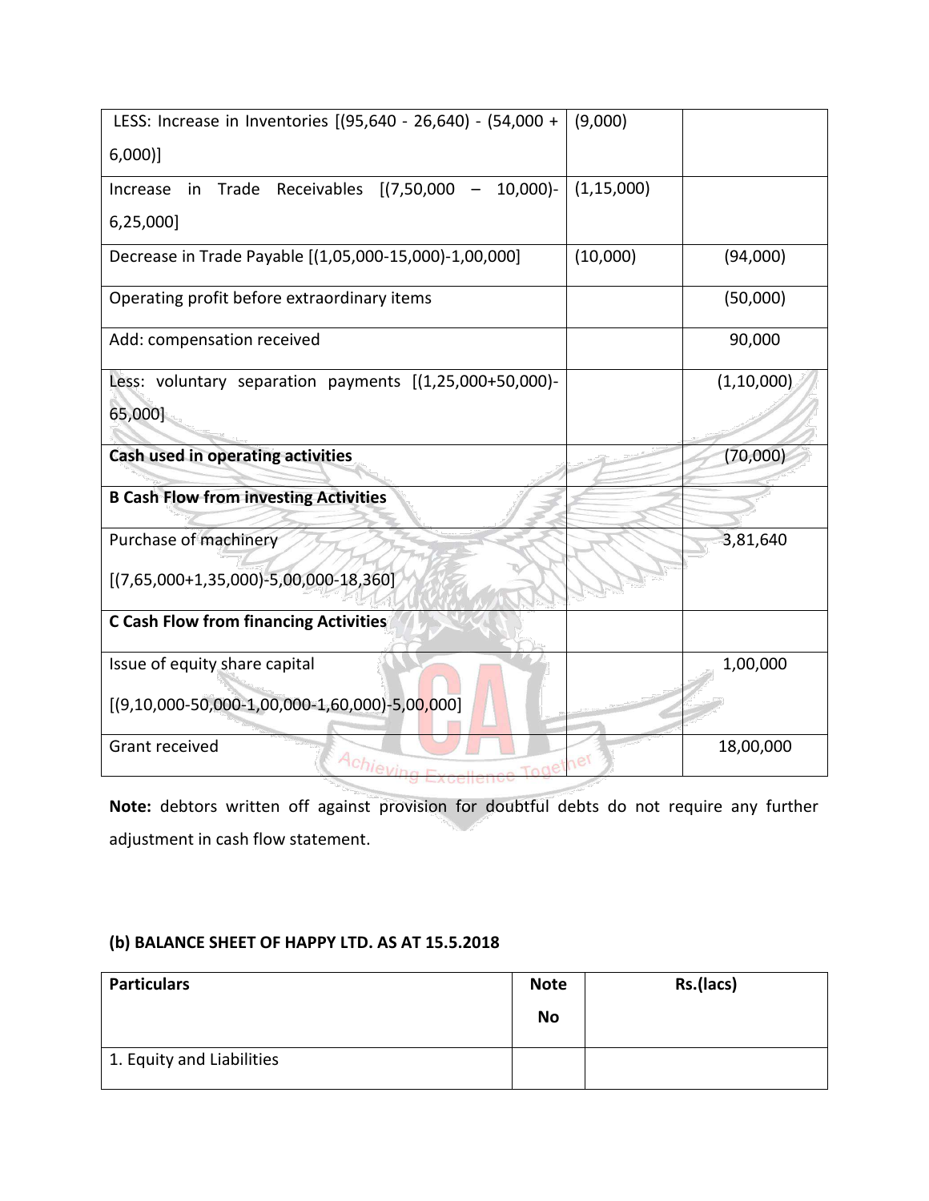| | | |
|---|---|---|
| LESS: Increase in Inventories [(95,640 - 26,640) - (54,000 + 6,000)] | (9,000) | |
| Increase in Trade Receivables [(7,50,000 – 10,000)-6,25,000] | (1,15,000) | |
| Decrease in Trade Payable [(1,05,000-15,000)-1,00,000] | (10,000) | (94,000) |
| Operating profit before extraordinary items | | (50,000) |
| Add: compensation received | | 90,000 |
| Less: voluntary separation payments [(1,25,000+50,000)-65,000] | | (1,10,000) |
| **Cash used in operating activities** | | (70,000) |
| **B Cash Flow from investing Activities** | | |
| Purchase of machinery [(7,65,000+1,35,000)-5,00,000-18,360] | | 3,81,640 |
| **C Cash Flow from financing Activities** | | |
| Issue of equity share capital [(9,10,000-50,000-1,00,000-1,60,000)-5,00,000] | | 1,00,000 |
| Grant received | | 18,00,000 |

**Note:** debtors written off against provision for doubtful debts do not require any further adjustment in cash flow statement.

**(b) BALANCE SHEET OF HAPPY LTD. AS AT 15.5.2018**

| **Particulars** | **Note No** | **Rs.(lacs)** |
|---|---|---|
| 1. Equity and Liabilities | | |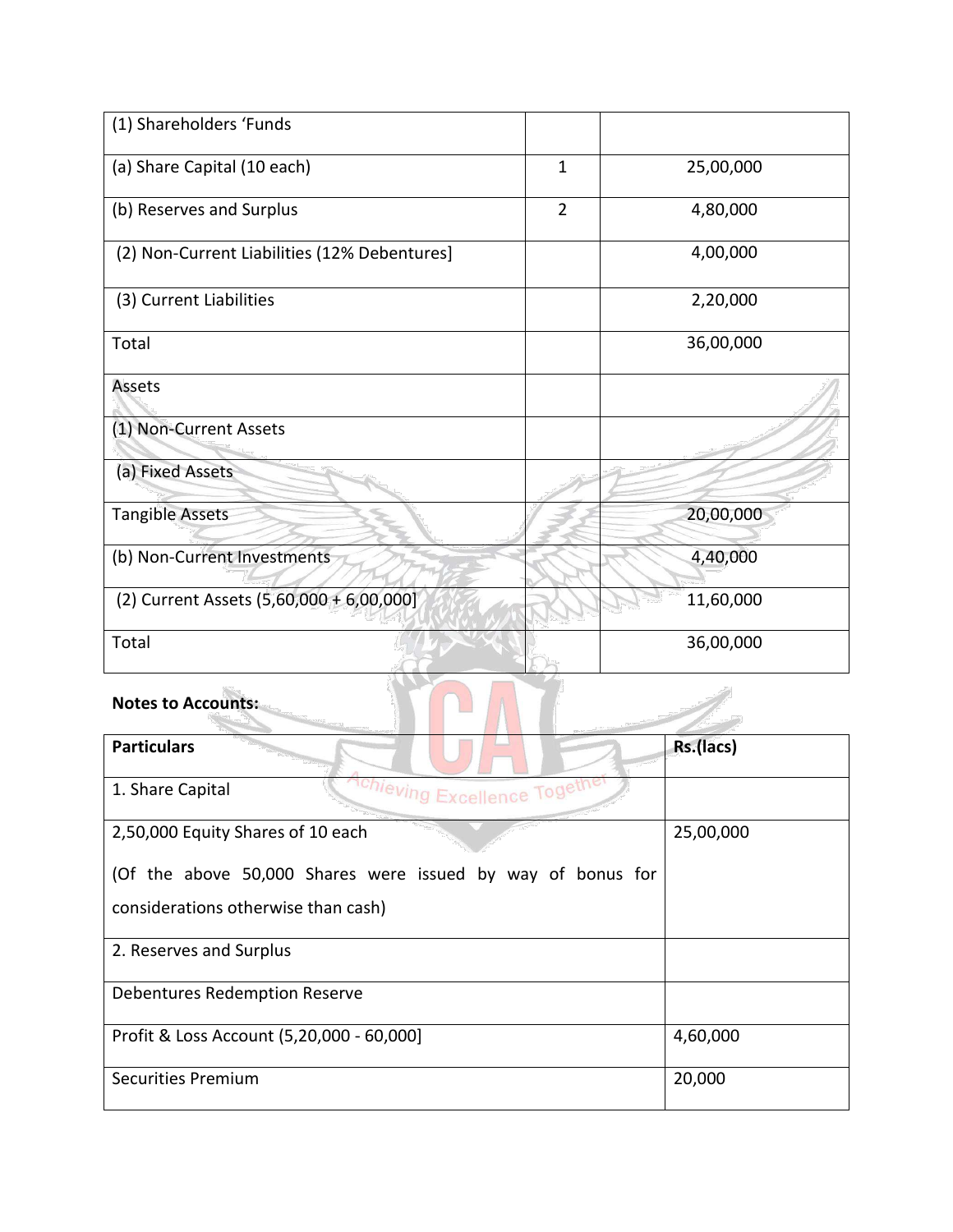| (1) Shareholders 'Funds | | |
|---|---|---|
| (a) Share Capital (10 each) | 1 | 25,00,000 |
| (b) Reserves and Surplus | 2 | 4,80,000 |
| (2) Non-Current Liabilities (12% Debentures] | | 4,00,000 |
| (3) Current Liabilities | | 2,20,000 |
| Total | | 36,00,000 |
| Assets | | |
| (1) Non-Current Assets | | |
| (a) Fixed Assets | | |
| Tangible Assets | | 20,00,000 |
| (b) Non-Current Investments | | 4,40,000 |
| (2) Current Assets (5,60,000 + 6,00,000] | | 11,60,000 |
| Total | | 36,00,000 |

**Notes to Accounts:**

| **Particulars** | **Rs.(lacs)** |
|---|---|
| 1. Share Capital | |
| 2,50,000 Equity Shares of 10 each<br><br>(Of the above 50,000 Shares were issued by way of bonus for considerations otherwise than cash) | 25,00,000 |
| 2. Reserves and Surplus | |
| Debentures Redemption Reserve | |
| Profit & Loss Account (5,20,000 - 60,000] | 4,60,000 |
| Securities Premium | 20,000 |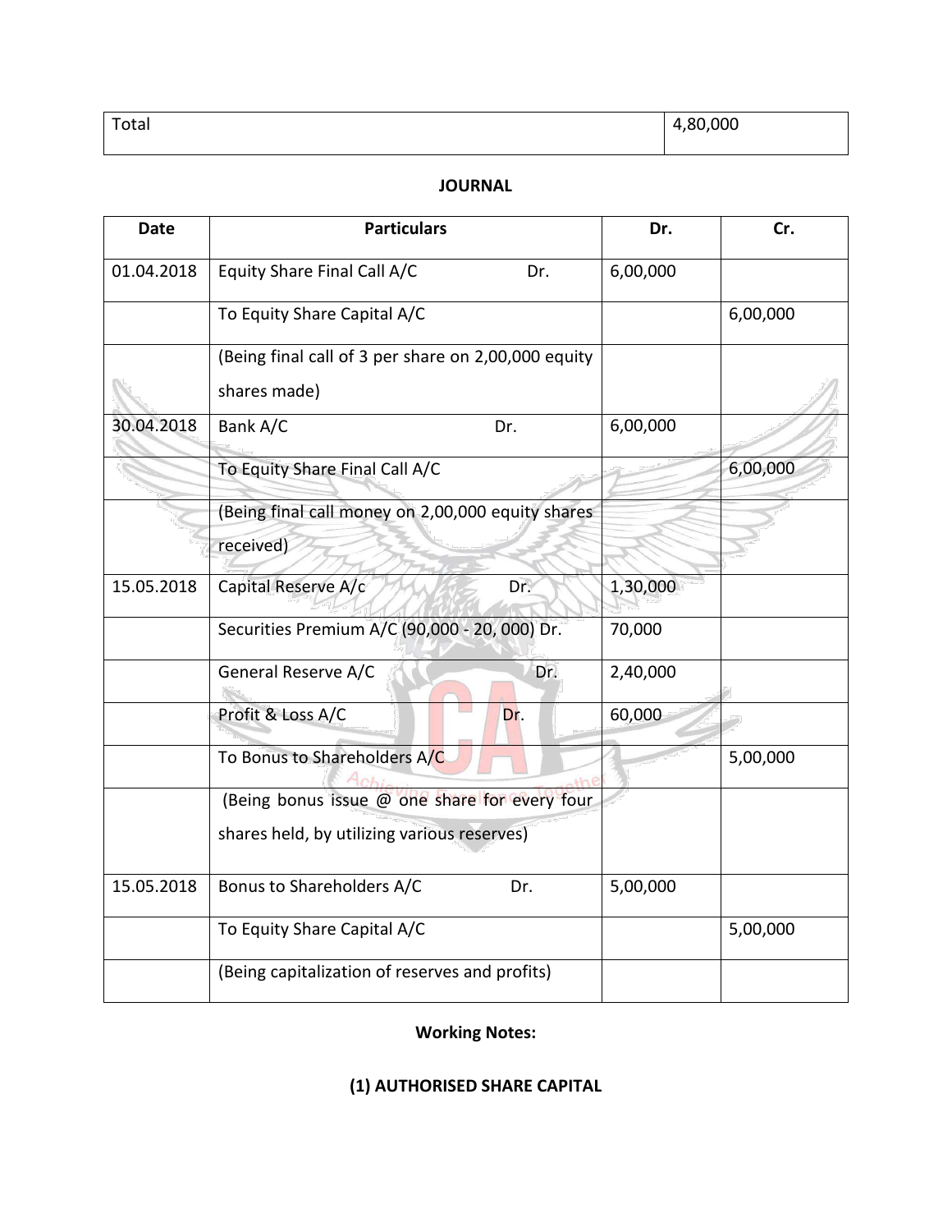| Total | 4,80,000 |
|---|---|

**JOURNAL**

| Date | Particulars | Dr. | Cr. |
|---|---|---|---|
| 01.04.2018 | Equity Share Final Call A/C Dr. | 6,00,000 | |
| | To Equity Share Capital A/C | | 6,00,000 |
| | (Being final call of 3 per share on 2,00,000 equity shares made) | | |
| 30.04.2018 | Bank A/C Dr. | 6,00,000 | |
| | To Equity Share Final Call A/C | | 6,00,000 |
| | (Being final call money on 2,00,000 equity shares received) | | |
| 15.05.2018 | Capital Reserve A/c Dr. | 1,30,000 | |
| | Securities Premium A/C (90,000 - 20, 000) Dr. | 70,000 | |
| | General Reserve A/C Dr. | 2,40,000 | |
| | Profit & Loss A/C Dr. | 60,000 | |
| | To Bonus to Shareholders A/C | | 5,00,000 |
| | (Being bonus issue @ one share for every four shares held, by utilizing various reserves) | | |
| 15.05.2018 | Bonus to Shareholders A/C Dr. | 5,00,000 | |
| | To Equity Share Capital A/C | | 5,00,000 |
| | (Being capitalization of reserves and profits) | | |

**Working Notes:**

**(1) AUTHORISED SHARE CAPITAL**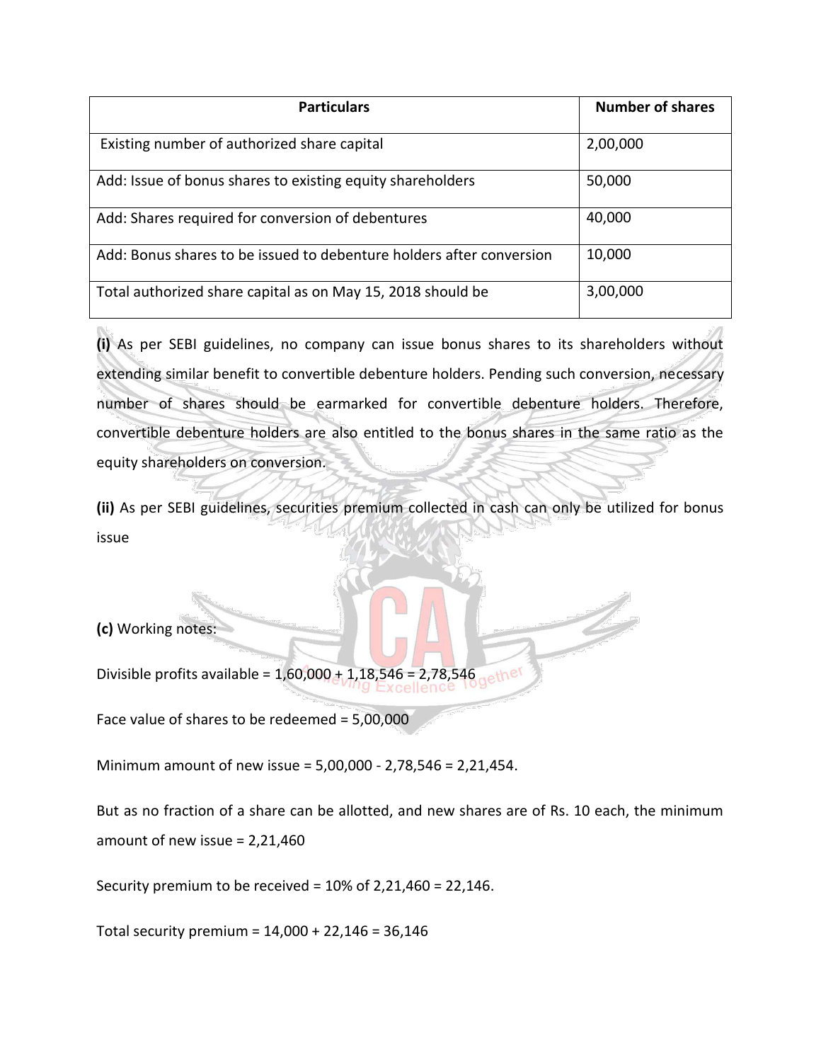| Particulars | Number of shares |
|---|---|
| Existing number of authorized share capital | 2,00,000 |
| Add: Issue of bonus shares to existing equity shareholders | 50,000 |
| Add: Shares required for conversion of debentures | 40,000 |
| Add: Bonus shares to be issued to debenture holders after conversion | 10,000 |
| Total authorized share capital as on May 15, 2018 should be | 3,00,000 |

**(i)** As per SEBI guidelines, no company can issue bonus shares to its shareholders without extending similar benefit to convertible debenture holders. Pending such conversion, necessary number of shares should be earmarked for convertible debenture holders. Therefore, convertible debenture holders are also entitled to the bonus shares in the same ratio as the equity shareholders on conversion.

**(ii)** As per SEBI guidelines, securities premium collected in cash can only be utilized for bonus issue

**(c)** Working notes:

Divisible profits available = 1,60,000 + 1,18,546 = 2,78,546

Face value of shares to be redeemed = 5,00,000

Minimum amount of new issue = 5,00,000 - 2,78,546 = 2,21,454.

But as no fraction of a share can be allotted, and new shares are of Rs. 10 each, the minimum amount of new issue = 2,21,460

Security premium to be received = 10% of 2,21,460 = 22,146.

Total security premium = 14,000 + 22,146 = 36,146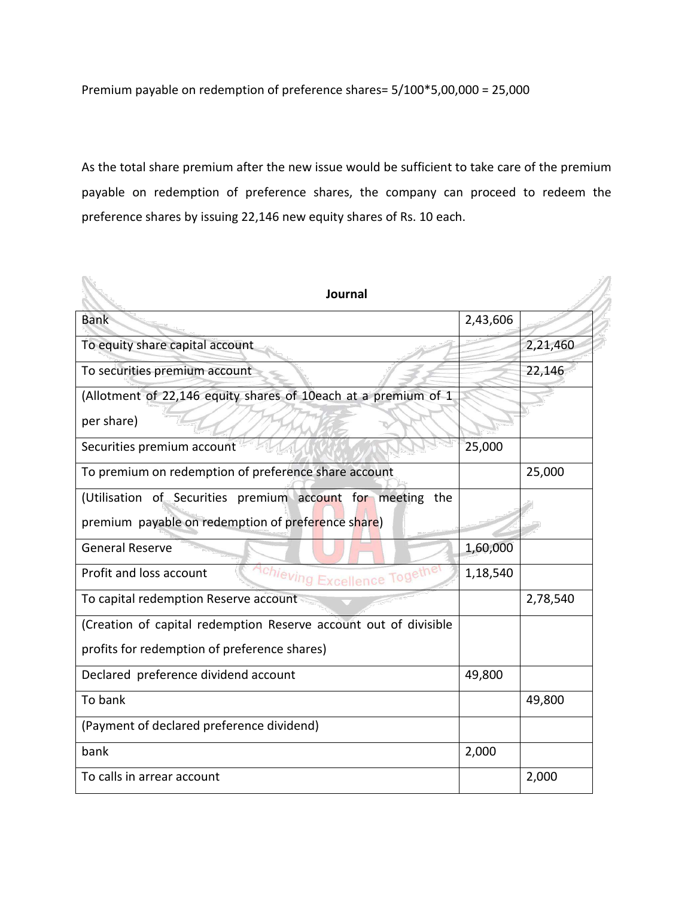Premium payable on redemption of preference shares= 5/100*5,00,000 = 25,000

As the total share premium after the new issue would be sufficient to take care of the premium payable on redemption of preference shares, the company can proceed to redeem the preference shares by issuing 22,146 new equity shares of Rs. 10 each.

**Journal**

| | | |
|---|---|---|
| Bank | 2,43,606 | |
| To equity share capital account | | 2,21,460 |
| To securities premium account | | 22,146 |
| (Allotment of 22,146 equity shares of 10each at a premium of 1 per share) | | |
| Securities premium account | 25,000 | |
| To premium on redemption of preference share account | | 25,000 |
| (Utilisation of Securities premium account for meeting the premium payable on redemption of preference share) | | |
| General Reserve | 1,60,000 | |
| Profit and loss account | 1,18,540 | |
| To capital redemption Reserve account | | 2,78,540 |
| (Creation of capital redemption Reserve account out of divisible profits for redemption of preference shares) | | |
| Declared preference dividend account | 49,800 | |
| To bank | | 49,800 |
| (Payment of declared preference dividend) | | |
| bank | 2,000 | |
| To calls in arrear account | | 2,000 |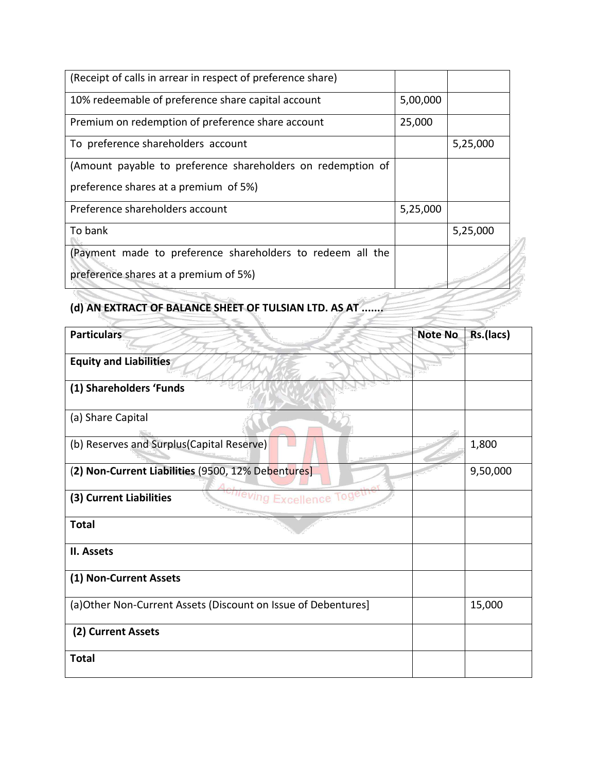| | | |
|---|---|---|
| (Receipt of calls in arrear in respect of preference share) | | |
| 10% redeemable of preference share capital account | 5,00,000 | |
| Premium on redemption of preference share account | 25,000 | |
| To preference shareholders account | | 5,25,000 |
| (Amount payable to preference shareholders on redemption of preference shares at a premium of 5%) | | |
| Preference shareholders account | 5,25,000 | |
| To bank | | 5,25,000 |
| (Payment made to preference shareholders to redeem all the preference shares at a premium of 5%) | | |

**(d) AN EXTRACT OF BALANCE SHEET OF TULSIAN LTD. AS AT .......**

| Particulars | Note No | Rs.(lacs) |
|---|---|---|
| **Equity and Liabilities** | | |
| **(1) Shareholders 'Funds** | | |
| (a) Share Capital | | |
| (b) Reserves and Surplus(Capital Reserve) | | 1,800 |
| **(2) Non-Current Liabilities** (9500, 12% Debentures] | | 9,50,000 |
| **(3) Current Liabilities** | | |
| **Total** | | |
| **II. Assets** | | |
| **(1) Non-Current Assets** | | |
| (a)Other Non-Current Assets (Discount on Issue of Debentures] | | 15,000 |
| **(2) Current Assets** | | |
| **Total** | | |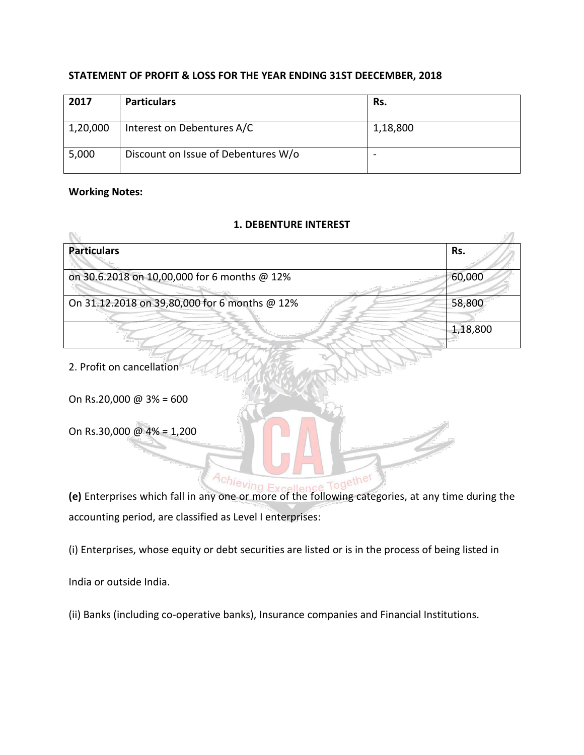**STATEMENT OF PROFIT & LOSS FOR THE YEAR ENDING 31ST DEECEMBER, 2018**

| 2017 | Particulars | Rs. |
|---|---|---|
| 1,20,000 | Interest on Debentures A/C | 1,18,800 |
| 5,000 | Discount on Issue of Debentures W/o | - |

**Working Notes:**

**1. DEBENTURE INTEREST**

| Particulars | Rs. |
|---|---|
| on 30.6.2018 on 10,00,000 for 6 months @ 12% | 60,000 |
| On 31.12.2018 on 39,80,000 for 6 months @ 12% | 58,800 |
| | 1,18,800 |

2. Profit on cancellation

On Rs.20,000 @ 3% = 600

On Rs.30,000 @ 4% = 1,200

**(e)** Enterprises which fall in any one or more of the following categories, at any time during the accounting period, are classified as Level I enterprises:

(i) Enterprises, whose equity or debt securities are listed or is in the process of being listed in India or outside India.

(ii) Banks (including co-operative banks), Insurance companies and Financial Institutions.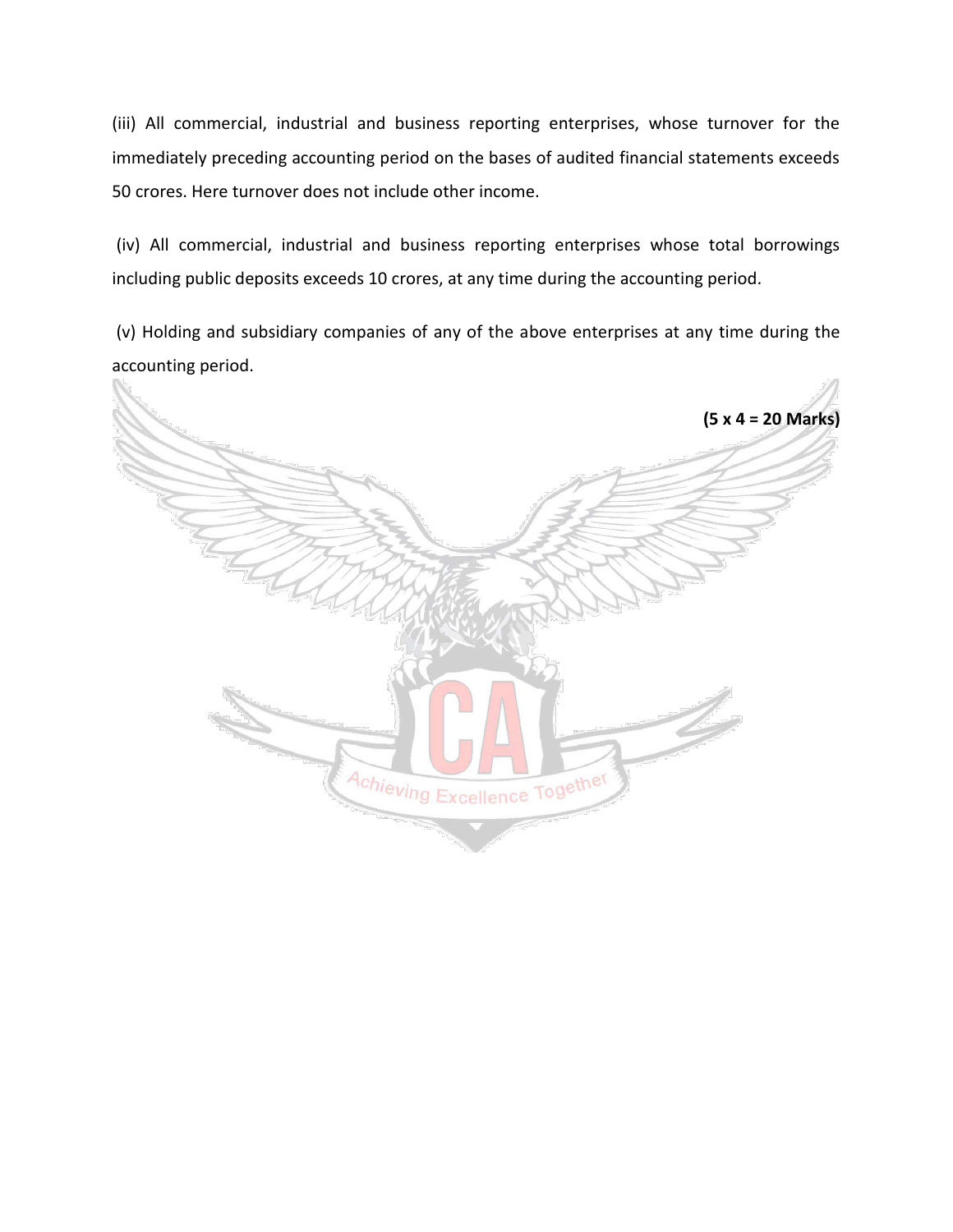(iii) All commercial, industrial and business reporting enterprises, whose turnover for the immediately preceding accounting period on the bases of audited financial statements exceeds 50 crores. Here turnover does not include other income.

(iv) All commercial, industrial and business reporting enterprises whose total borrowings including public deposits exceeds 10 crores, at any time during the accounting period.

(v) Holding and subsidiary companies of any of the above enterprises at any time during the accounting period.

**(5 x 4 = 20 Marks)**